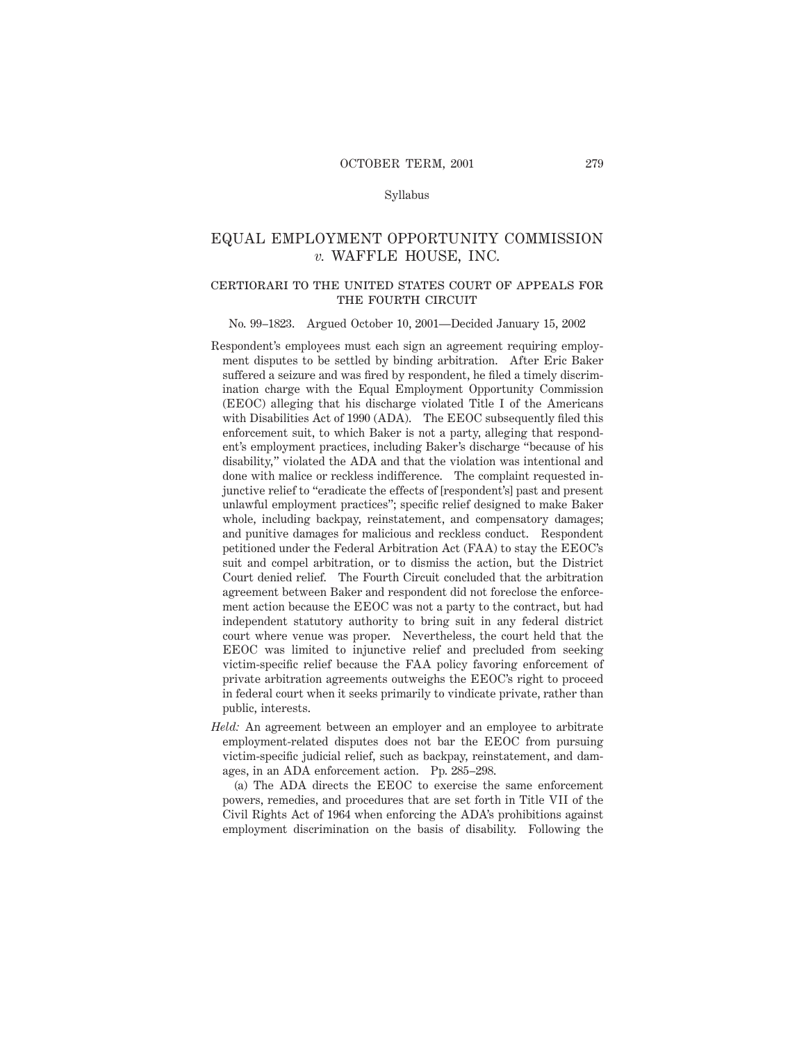Syllabus

# EQUAL EMPLOYMENT OPPORTUNITY COMMISSION *v.* WAFFLE HOUSE, INC.

## CERTIORARI TO THE UNITED STATES COURT OF APPEALS FOR THE FOURTH CIRCUIT

No. 99–1823. Argued October 10, 2001—Decided January 15, 2002

Respondent's employees must each sign an agreement requiring employment disputes to be settled by binding arbitration. After Eric Baker suffered a seizure and was fired by respondent, he filed a timely discrimination charge with the Equal Employment Opportunity Commission (EEOC) alleging that his discharge violated Title I of the Americans with Disabilities Act of 1990 (ADA). The EEOC subsequently filed this enforcement suit, to which Baker is not a party, alleging that respondent's employment practices, including Baker's discharge "because of his disability," violated the ADA and that the violation was intentional and done with malice or reckless indifference. The complaint requested injunctive relief to "eradicate the effects of [respondent's] past and present unlawful employment practices"; specific relief designed to make Baker whole, including backpay, reinstatement, and compensatory damages; and punitive damages for malicious and reckless conduct. Respondent petitioned under the Federal Arbitration Act (FAA) to stay the EEOC's suit and compel arbitration, or to dismiss the action, but the District Court denied relief. The Fourth Circuit concluded that the arbitration agreement between Baker and respondent did not foreclose the enforcement action because the EEOC was not a party to the contract, but had independent statutory authority to bring suit in any federal district court where venue was proper. Nevertheless, the court held that the EEOC was limited to injunctive relief and precluded from seeking victim-specific relief because the FAA policy favoring enforcement of private arbitration agreements outweighs the EEOC's right to proceed in federal court when it seeks primarily to vindicate private, rather than public, interests.

*Held:* An agreement between an employer and an employee to arbitrate employment-related disputes does not bar the EEOC from pursuing victim-specific judicial relief, such as backpay, reinstatement, and damages, in an ADA enforcement action. Pp. 285–298.

(a) The ADA directs the EEOC to exercise the same enforcement powers, remedies, and procedures that are set forth in Title VII of the Civil Rights Act of 1964 when enforcing the ADA's prohibitions against employment discrimination on the basis of disability. Following the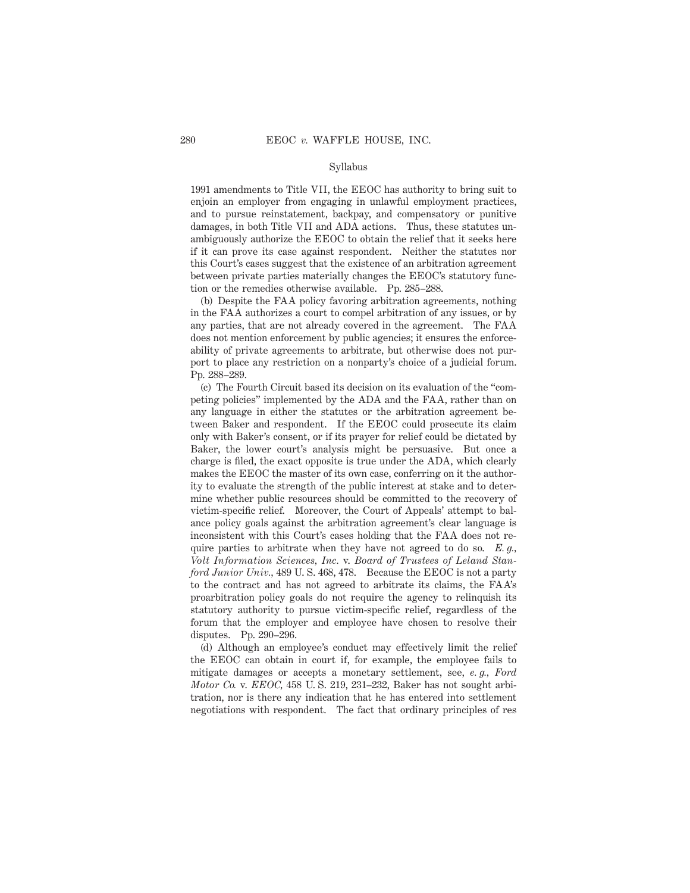1991 amendments to Title VII, the EEOC has authority to bring suit to enjoin an employer from engaging in unlawful employment practices, and to pursue reinstatement, backpay, and compensatory or punitive damages, in both Title VII and ADA actions. Thus, these statutes unambiguously authorize the EEOC to obtain the relief that it seeks here if it can prove its case against respondent. Neither the statutes nor this Court's cases suggest that the existence of an arbitration agreement between private parties materially changes the EEOC's statutory function or the remedies otherwise available. Pp. 285–288.

(b) Despite the FAA policy favoring arbitration agreements, nothing in the FAA authorizes a court to compel arbitration of any issues, or by any parties, that are not already covered in the agreement. The FAA does not mention enforcement by public agencies; it ensures the enforceability of private agreements to arbitrate, but otherwise does not purport to place any restriction on a nonparty's choice of a judicial forum. Pp. 288–289.

(c) The Fourth Circuit based its decision on its evaluation of the "competing policies" implemented by the ADA and the FAA, rather than on any language in either the statutes or the arbitration agreement between Baker and respondent. If the EEOC could prosecute its claim only with Baker's consent, or if its prayer for relief could be dictated by Baker, the lower court's analysis might be persuasive. But once a charge is filed, the exact opposite is true under the ADA, which clearly makes the EEOC the master of its own case, conferring on it the authority to evaluate the strength of the public interest at stake and to determine whether public resources should be committed to the recovery of victim-specific relief. Moreover, the Court of Appeals' attempt to balance policy goals against the arbitration agreement's clear language is inconsistent with this Court's cases holding that the FAA does not require parties to arbitrate when they have not agreed to do so. *E. g., Volt Information Sciences, Inc.* v. *Board of Trustees of Leland Stanford Junior Univ.*, 489 U. S. 468, 478. Because the EEOC is not a party to the contract and has not agreed to arbitrate its claims, the FAA's proarbitration policy goals do not require the agency to relinquish its statutory authority to pursue victim-specific relief, regardless of the forum that the employer and employee have chosen to resolve their disputes. Pp. 290–296.

(d) Although an employee's conduct may effectively limit the relief the EEOC can obtain in court if, for example, the employee fails to mitigate damages or accepts a monetary settlement, see, *e. g., Ford Motor Co.* v. *EEOC*, 458 U. S. 219, 231–232, Baker has not sought arbitration, nor is there any indication that he has entered into settlement negotiations with respondent. The fact that ordinary principles of res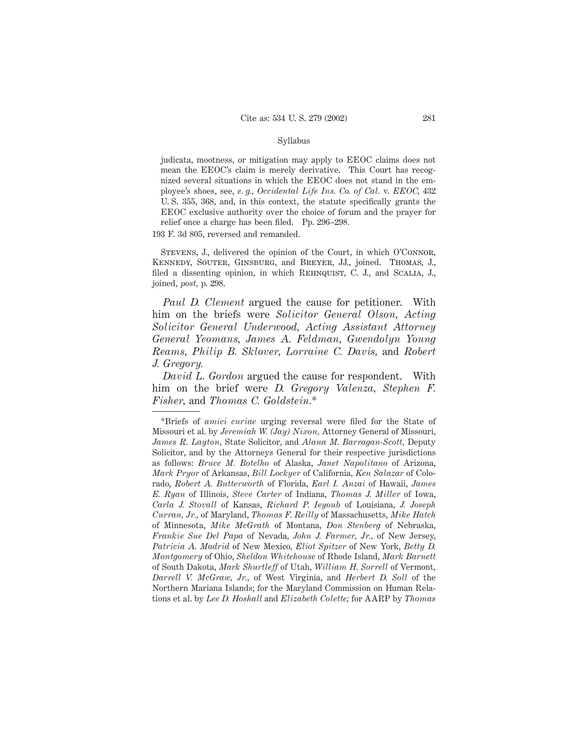judicata, mootness, or mitigation may apply to EEOC claims does not mean the EEOC's claim is merely derivative. This Court has recognized several situations in which the EEOC does not stand in the employee's shoes, see, *e. g., Occidental Life Ins. Co. of Cal.* v. *EEOC,* 432 U. S. 355, 368, and, in this context, the statute specifically grants the EEOC exclusive authority over the choice of forum and the prayer for relief once a charge has been filed. Pp. 296–298.

193 F. 3d 805, reversed and remanded.

Stevens, J., delivered the opinion of the Court, in which O'Connor, Kennedy, Souter, Ginsburg, and Breyer, JJ., joined. Thomas, J., filed a dissenting opinion, in which Rehnquist, C. J., and Scalia, J., joined, *post,* p. 298.

*Paul D. Clement* argued the cause for petitioner. With him on the briefs were *Solicitor General Olson, Acting Solicitor General Underwood, Acting Assistant Attorney General Yeomans, James A. Feldman, Gwendolyn Young Reams, Philip B. Sklover, Lorraine C. Davis,* and *Robert J. Gregory.*

*David L. Gordon* argued the cause for respondent. With him on the brief were *D. Gregory Valenza, Stephen F. Fisher,* and *Thomas C. Goldstein.**

---

*Briefs of *amici curiae* urging reversal were filed for the State of Missouri et al. by *Jeremiah W. (Jay) Nixon,* Attorney General of Missouri, *James R. Layton,* State Solicitor, and *Alana M. Barragan-Scott,* Deputy Solicitor, and by the Attorneys General for their respective jurisdictions as follows: *Bruce M. Botelho* of Alaska, *Janet Napolitano* of Arizona, *Mark Pryor* of Arkansas, *Bill Lockyer* of California, *Ken Salazar* of Colorado, *Robert A. Butterworth* of Florida, *Earl I. Anzai* of Hawaii, *James E. Ryan* of Illinois, *Steve Carter* of Indiana, *Thomas J. Miller* of Iowa, *Carla J. Stovall* of Kansas, *Richard P. Ieyoub* of Louisiana, *J. Joseph Curran, Jr.,* of Maryland, *Thomas F. Reilly* of Massachusetts, *Mike Hatch* of Minnesota, *Mike McGrath* of Montana, *Don Stenberg* of Nebraska, *Frankie Sue Del Papa* of Nevada, *John J. Farmer, Jr.,* of New Jersey, *Patricia A. Madrid* of New Mexico, *Eliot Spitzer* of New York, *Betty D. Montgomery* of Ohio, *Sheldon Whitehouse* of Rhode Island, *Mark Barnett* of South Dakota, *Mark Shurtleff* of Utah, *William H. Sorrell* of Vermont, *Darrell V. McGraw, Jr.,* of West Virginia, and *Herbert D. Soll* of the Northern Mariana Islands; for the Maryland Commission on Human Relations et al. by *Lee D. Hoshall* and *Elizabeth Colette;* for AARP by *Thomas*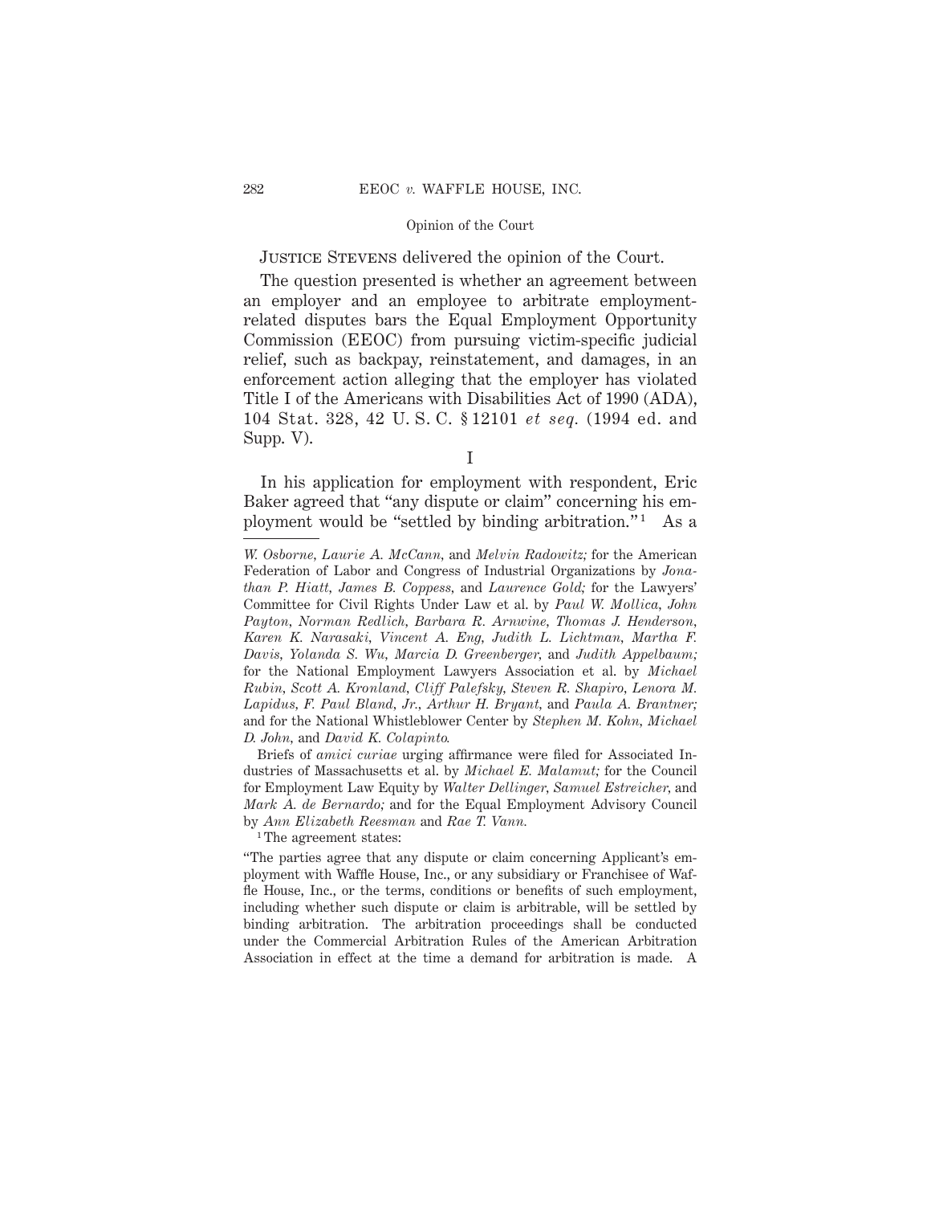Justice Stevens delivered the opinion of the Court.

The question presented is whether an agreement between an employer and an employee to arbitrate employment-related disputes bars the Equal Employment Opportunity Commission (EEOC) from pursuing victim-specific judicial relief, such as backpay, reinstatement, and damages, in an enforcement action alleging that the employer has violated Title I of the Americans with Disabilities Act of 1990 (ADA), 104 Stat. 328, 42 U. S. C. § 12101 *et seq.* (1994 ed. and Supp. V).

I

In his application for employment with respondent, Eric Baker agreed that "any dispute or claim" concerning his employment would be "settled by binding arbitration."[1] As a

*W. Osborne, Laurie A. McCann,* and *Melvin Radowitz;* for the American Federation of Labor and Congress of Industrial Organizations by *Jonathan P. Hiatt, James B. Coppess,* and *Laurence Gold;* for the Lawyers' Committee for Civil Rights Under Law et al. by *Paul W. Mollica, John Payton, Norman Redlich, Barbara R. Arnwine, Thomas J. Henderson, Karen K. Narasaki, Vincent A. Eng, Judith L. Lichtman, Martha F. Davis, Yolanda S. Wu, Marcia D. Greenberger,* and *Judith Appelbaum;* for the National Employment Lawyers Association et al. by *Michael Rubin, Scott A. Kronland, Cliff Palefsky, Steven R. Shapiro, Lenora M. Lapidus, F. Paul Bland, Jr., Arthur H. Bryant,* and *Paula A. Brantner;* and for the National Whistleblower Center by *Stephen M. Kohn, Michael D. John,* and *David K. Colapinto.*

Briefs of *amici curiae* urging affirmance were filed for Associated Industries of Massachusetts et al. by *Michael E. Malamut;* for the Council for Employment Law Equity by *Walter Dellinger, Samuel Estreicher,* and *Mark A. de Bernardo;* and for the Equal Employment Advisory Council by *Ann Elizabeth Reesman* and *Rae T. Vann.*

[1] The agreement states:

"The parties agree that any dispute or claim concerning Applicant's employment with Waffle House, Inc., or any subsidiary or Franchisee of Waffle House, Inc., or the terms, conditions or benefits of such employment, including whether such dispute or claim is arbitrable, will be settled by binding arbitration. The arbitration proceedings shall be conducted under the Commercial Arbitration Rules of the American Arbitration Association in effect at the time a demand for arbitration is made. A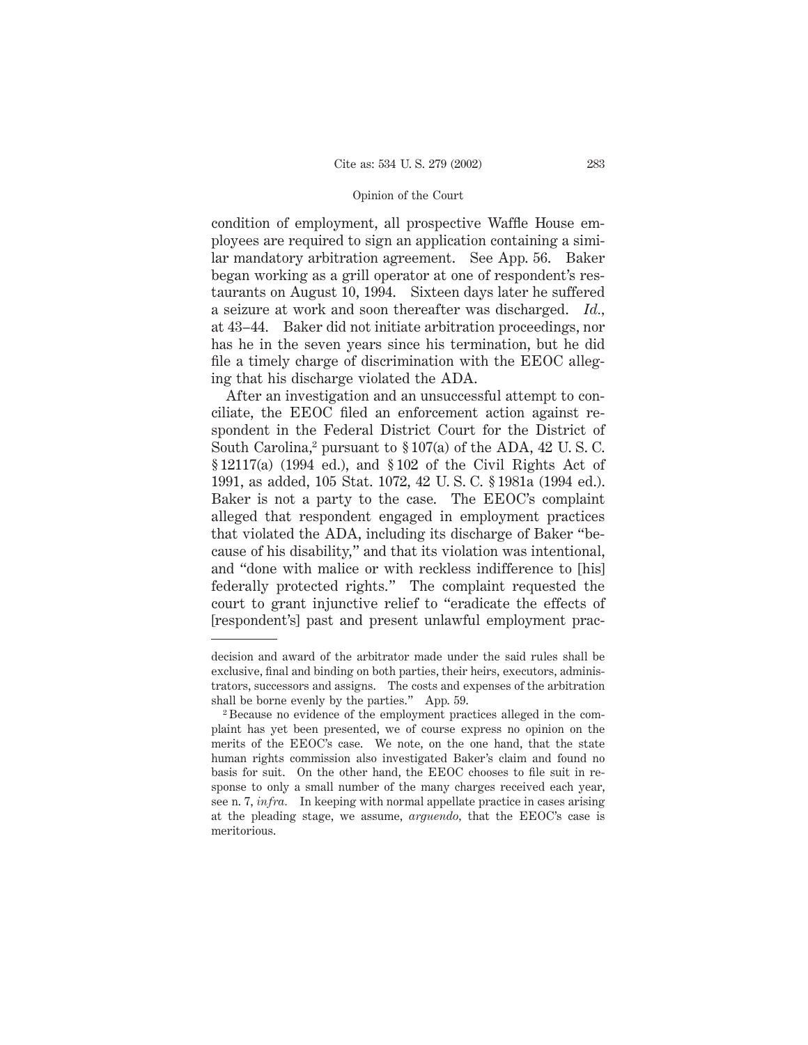condition of employment, all prospective Waffle House employees are required to sign an application containing a similar mandatory arbitration agreement. See App. 56. Baker began working as a grill operator at one of respondent's restaurants on August 10, 1994. Sixteen days later he suffered a seizure at work and soon thereafter was discharged. *Id.*, at 43–44. Baker did not initiate arbitration proceedings, nor has he in the seven years since his termination, but he did file a timely charge of discrimination with the EEOC alleging that his discharge violated the ADA.

After an investigation and an unsuccessful attempt to conciliate, the EEOC filed an enforcement action against respondent in the Federal District Court for the District of South Carolina,[2] pursuant to § 107(a) of the ADA, 42 U. S. C. § 12117(a) (1994 ed.), and § 102 of the Civil Rights Act of 1991, as added, 105 Stat. 1072, 42 U. S. C. § 1981a (1994 ed.). Baker is not a party to the case. The EEOC's complaint alleged that respondent engaged in employment practices that violated the ADA, including its discharge of Baker "because of his disability," and that its violation was intentional, and "done with malice or with reckless indifference to [his] federally protected rights." The complaint requested the court to grant injunctive relief to "eradicate the effects of [respondent's] past and present unlawful employment prac-

---

decision and award of the arbitrator made under the said rules shall be exclusive, final and binding on both parties, their heirs, executors, administrators, successors and assigns. The costs and expenses of the arbitration shall be borne evenly by the parties." App. 59.

[2] Because no evidence of the employment practices alleged in the complaint has yet been presented, we of course express no opinion on the merits of the EEOC's case. We note, on the one hand, that the state human rights commission also investigated Baker's claim and found no basis for suit. On the other hand, the EEOC chooses to file suit in response to only a small number of the many charges received each year, see n. 7, *infra*. In keeping with normal appellate practice in cases arising at the pleading stage, we assume, *arguendo*, that the EEOC's case is meritorious.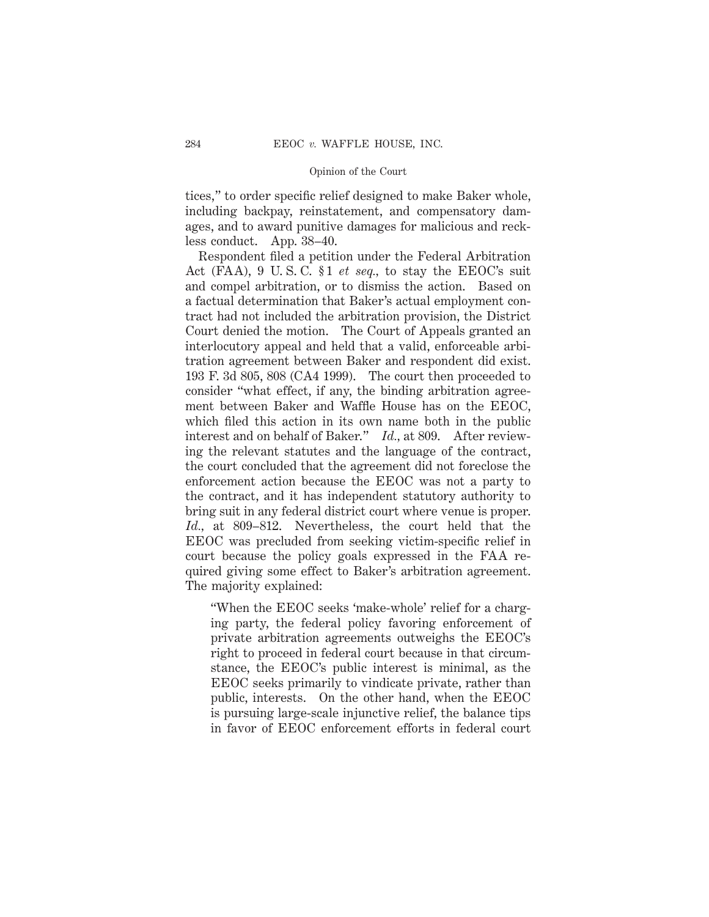tices," to order specific relief designed to make Baker whole, including backpay, reinstatement, and compensatory damages, and to award punitive damages for malicious and reckless conduct. App. 38–40.

Respondent filed a petition under the Federal Arbitration Act (FAA), 9 U. S. C. § 1 *et seq.*, to stay the EEOC's suit and compel arbitration, or to dismiss the action. Based on a factual determination that Baker's actual employment contract had not included the arbitration provision, the District Court denied the motion. The Court of Appeals granted an interlocutory appeal and held that a valid, enforceable arbitration agreement between Baker and respondent did exist. 193 F. 3d 805, 808 (CA4 1999). The court then proceeded to consider "what effect, if any, the binding arbitration agreement between Baker and Waffle House has on the EEOC, which filed this action in its own name both in the public interest and on behalf of Baker." *Id.*, at 809. After reviewing the relevant statutes and the language of the contract, the court concluded that the agreement did not foreclose the enforcement action because the EEOC was not a party to the contract, and it has independent statutory authority to bring suit in any federal district court where venue is proper. *Id.*, at 809–812. Nevertheless, the court held that the EEOC was precluded from seeking victim-specific relief in court because the policy goals expressed in the FAA required giving some effect to Baker's arbitration agreement. The majority explained:

> "When the EEOC seeks 'make-whole' relief for a charging party, the federal policy favoring enforcement of private arbitration agreements outweighs the EEOC's right to proceed in federal court because in that circumstance, the EEOC's public interest is minimal, as the EEOC seeks primarily to vindicate private, rather than public, interests. On the other hand, when the EEOC is pursuing large-scale injunctive relief, the balance tips in favor of EEOC enforcement efforts in federal court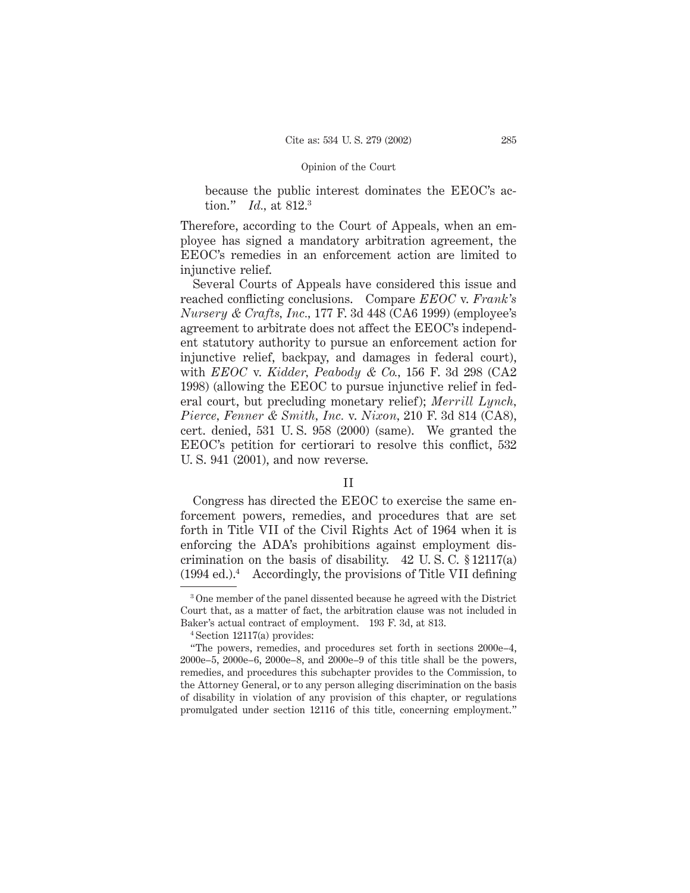because the public interest dominates the EEOC's action." *Id.*, at 812.[3]

Therefore, according to the Court of Appeals, when an employee has signed a mandatory arbitration agreement, the EEOC's remedies in an enforcement action are limited to injunctive relief.

Several Courts of Appeals have considered this issue and reached conflicting conclusions. Compare *EEOC* v. *Frank's Nursery & Crafts, Inc.*, 177 F. 3d 448 (CA6 1999) (employee's agreement to arbitrate does not affect the EEOC's independent statutory authority to pursue an enforcement action for injunctive relief, backpay, and damages in federal court), with *EEOC* v. *Kidder, Peabody & Co.*, 156 F. 3d 298 (CA2 1998) (allowing the EEOC to pursue injunctive relief in federal court, but precluding monetary relief); *Merrill Lynch, Pierce, Fenner & Smith, Inc.* v. *Nixon*, 210 F. 3d 814 (CA8), cert. denied, 531 U. S. 958 (2000) (same). We granted the EEOC's petition for certiorari to resolve this conflict, 532 U. S. 941 (2001), and now reverse.

## II

Congress has directed the EEOC to exercise the same enforcement powers, remedies, and procedures that are set forth in Title VII of the Civil Rights Act of 1964 when it is enforcing the ADA's prohibitions against employment discrimination on the basis of disability. 42 U. S. C. § 12117(a) (1994 ed.).[4] Accordingly, the provisions of Title VII defining

---

[3] One member of the panel dissented because he agreed with the District Court that, as a matter of fact, the arbitration clause was not included in Baker's actual contract of employment. 193 F. 3d, at 813.

[4] Section 12117(a) provides:

"The powers, remedies, and procedures set forth in sections 2000e–4, 2000e–5, 2000e–6, 2000e–8, and 2000e–9 of this title shall be the powers, remedies, and procedures this subchapter provides to the Commission, to the Attorney General, or to any person alleging discrimination on the basis of disability in violation of any provision of this chapter, or regulations promulgated under section 12116 of this title, concerning employment."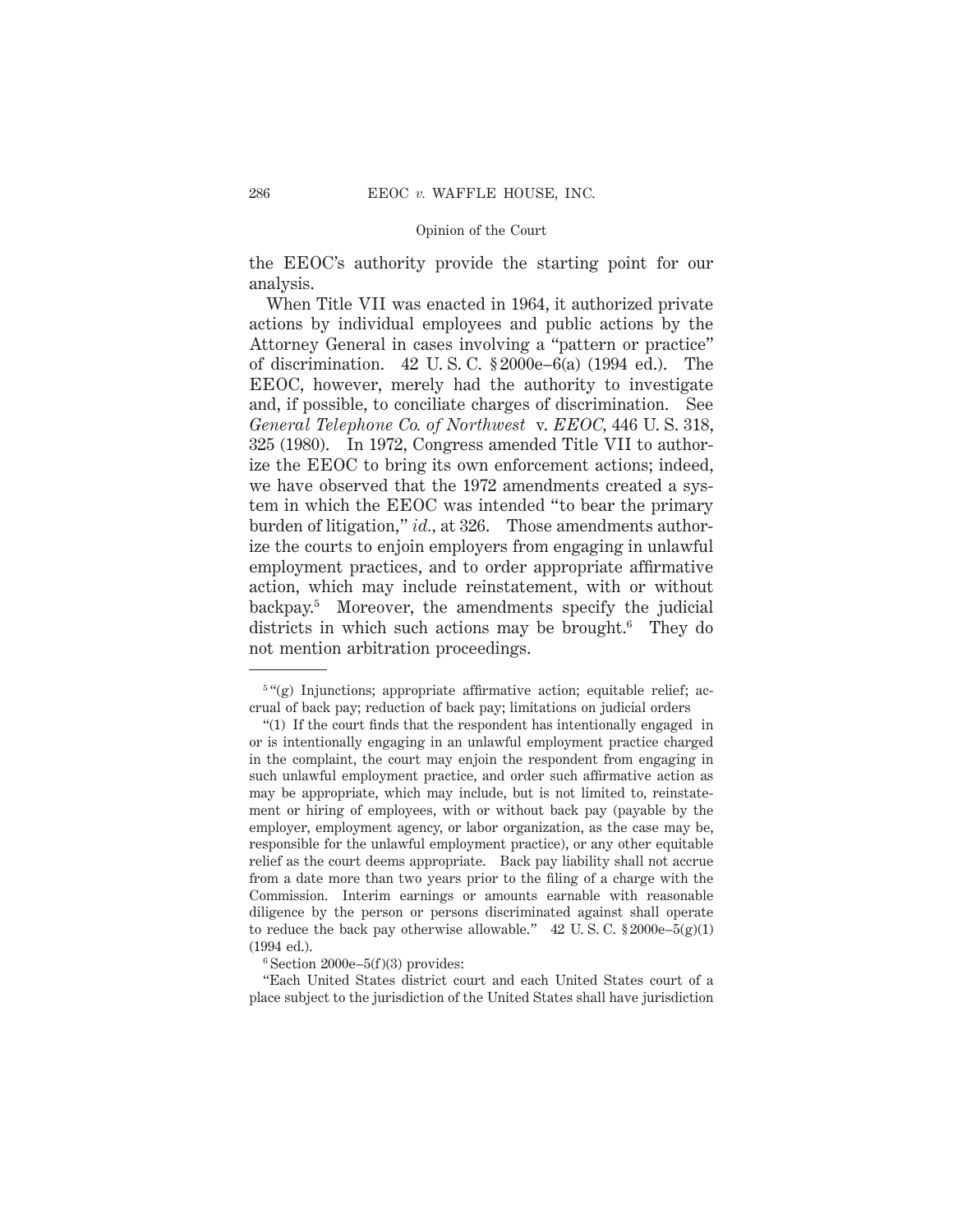the EEOC's authority provide the starting point for our analysis.

When Title VII was enacted in 1964, it authorized private actions by individual employees and public actions by the Attorney General in cases involving a "pattern or practice" of discrimination. 42 U. S. C. § 2000e–6(a) (1994 ed.). The EEOC, however, merely had the authority to investigate and, if possible, to conciliate charges of discrimination. See *General Telephone Co. of Northwest* v. *EEOC,* 446 U. S. 318, 325 (1980). In 1972, Congress amended Title VII to authorize the EEOC to bring its own enforcement actions; indeed, we have observed that the 1972 amendments created a system in which the EEOC was intended "to bear the primary burden of litigation," *id.,* at 326. Those amendments authorize the courts to enjoin employers from engaging in unlawful employment practices, and to order appropriate affirmative action, which may include reinstatement, with or without backpay.[5] Moreover, the amendments specify the judicial districts in which such actions may be brought.[6] They do not mention arbitration proceedings.

---

[5] "(g) Injunctions; appropriate affirmative action; equitable relief; accrual of back pay; reduction of back pay; limitations on judicial orders

"(1) If the court finds that the respondent has intentionally engaged in or is intentionally engaging in an unlawful employment practice charged in the complaint, the court may enjoin the respondent from engaging in such unlawful employment practice, and order such affirmative action as may be appropriate, which may include, but is not limited to, reinstatement or hiring of employees, with or without back pay (payable by the employer, employment agency, or labor organization, as the case may be, responsible for the unlawful employment practice), or any other equitable relief as the court deems appropriate. Back pay liability shall not accrue from a date more than two years prior to the filing of a charge with the Commission. Interim earnings or amounts earnable with reasonable diligence by the person or persons discriminated against shall operate to reduce the back pay otherwise allowable." 42 U. S. C. § 2000e–5(g)(1) (1994 ed.).

[6] Section 2000e–5(f)(3) provides:

"Each United States district court and each United States court of a place subject to the jurisdiction of the United States shall have jurisdiction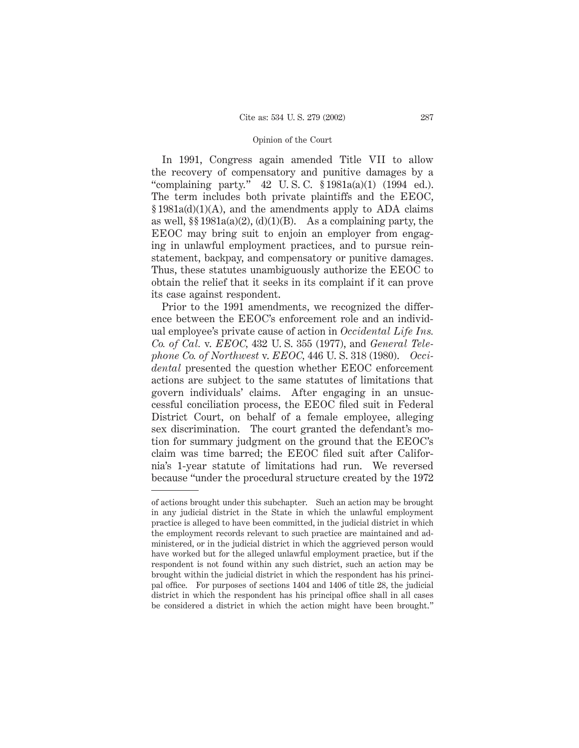In 1991, Congress again amended Title VII to allow the recovery of compensatory and punitive damages by a "complaining party." 42 U. S. C. § 1981a(a)(1) (1994 ed.). The term includes both private plaintiffs and the EEOC, § 1981a(d)(1)(A), and the amendments apply to ADA claims as well, §§ 1981a(a)(2), (d)(1)(B). As a complaining party, the EEOC may bring suit to enjoin an employer from engaging in unlawful employment practices, and to pursue reinstatement, backpay, and compensatory or punitive damages. Thus, these statutes unambiguously authorize the EEOC to obtain the relief that it seeks in its complaint if it can prove its case against respondent.

Prior to the 1991 amendments, we recognized the difference between the EEOC's enforcement role and an individual employee's private cause of action in *Occidental Life Ins. Co. of Cal.* v. *EEOC*, 432 U. S. 355 (1977), and *General Telephone Co. of Northwest* v. *EEOC*, 446 U. S. 318 (1980). *Occidental* presented the question whether EEOC enforcement actions are subject to the same statutes of limitations that govern individuals' claims. After engaging in an unsuccessful conciliation process, the EEOC filed suit in Federal District Court, on behalf of a female employee, alleging sex discrimination. The court granted the defendant's motion for summary judgment on the ground that the EEOC's claim was time barred; the EEOC filed suit after California's 1-year statute of limitations had run. We reversed because "under the procedural structure created by the 1972

---

of actions brought under this subchapter. Such an action may be brought in any judicial district in the State in which the unlawful employment practice is alleged to have been committed, in the judicial district in which the employment records relevant to such practice are maintained and administered, or in the judicial district in which the aggrieved person would have worked but for the alleged unlawful employment practice, but if the respondent is not found within any such district, such an action may be brought within the judicial district in which the respondent has his principal office. For purposes of sections 1404 and 1406 of title 28, the judicial district in which the respondent has his principal office shall in all cases be considered a district in which the action might have been brought."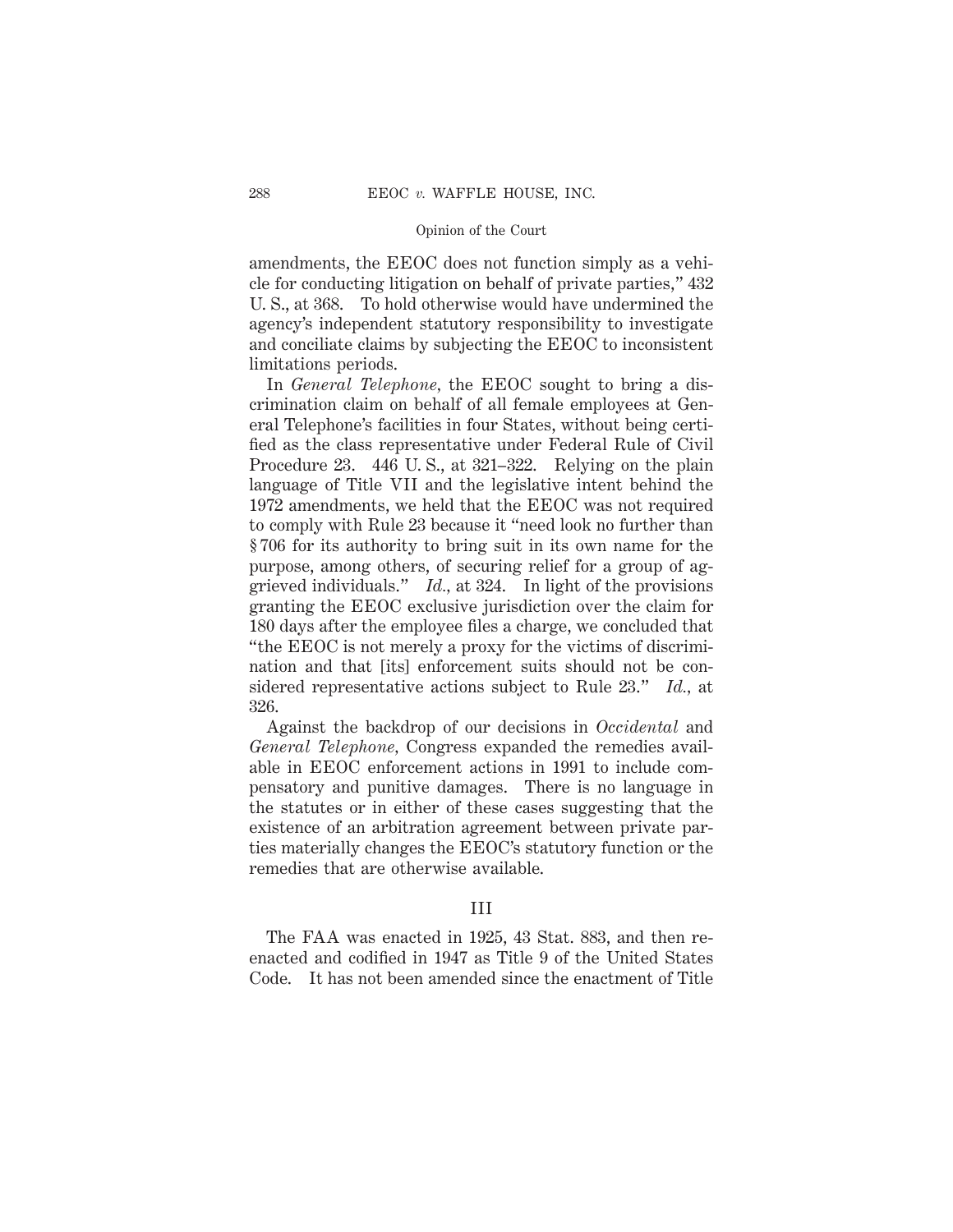amendments, the EEOC does not function simply as a vehicle for conducting litigation on behalf of private parties," 432 U. S., at 368. To hold otherwise would have undermined the agency's independent statutory responsibility to investigate and conciliate claims by subjecting the EEOC to inconsistent limitations periods.

In *General Telephone*, the EEOC sought to bring a discrimination claim on behalf of all female employees at General Telephone's facilities in four States, without being certified as the class representative under Federal Rule of Civil Procedure 23. 446 U. S., at 321–322. Relying on the plain language of Title VII and the legislative intent behind the 1972 amendments, we held that the EEOC was not required to comply with Rule 23 because it "need look no further than § 706 for its authority to bring suit in its own name for the purpose, among others, of securing relief for a group of aggrieved individuals." *Id.*, at 324. In light of the provisions granting the EEOC exclusive jurisdiction over the claim for 180 days after the employee files a charge, we concluded that "the EEOC is not merely a proxy for the victims of discrimination and that [its] enforcement suits should not be considered representative actions subject to Rule 23." *Id.*, at 326.

Against the backdrop of our decisions in *Occidental* and *General Telephone*, Congress expanded the remedies available in EEOC enforcement actions in 1991 to include compensatory and punitive damages. There is no language in the statutes or in either of these cases suggesting that the existence of an arbitration agreement between private parties materially changes the EEOC's statutory function or the remedies that are otherwise available.

## III

The FAA was enacted in 1925, 43 Stat. 883, and then reenacted and codified in 1947 as Title 9 of the United States Code. It has not been amended since the enactment of Title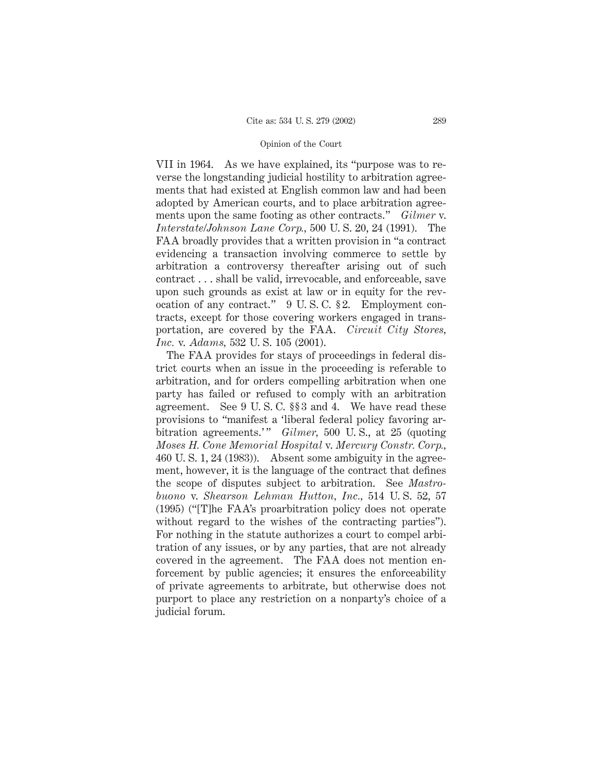VII in 1964. As we have explained, its "purpose was to reverse the longstanding judicial hostility to arbitration agreements that had existed at English common law and had been adopted by American courts, and to place arbitration agreements upon the same footing as other contracts." *Gilmer* v. *Interstate/Johnson Lane Corp.*, 500 U. S. 20, 24 (1991). The FAA broadly provides that a written provision in "a contract evidencing a transaction involving commerce to settle by arbitration a controversy thereafter arising out of such contract . . . shall be valid, irrevocable, and enforceable, save upon such grounds as exist at law or in equity for the revocation of any contract." 9 U. S. C. § 2. Employment contracts, except for those covering workers engaged in transportation, are covered by the FAA. *Circuit City Stores, Inc.* v. *Adams*, 532 U. S. 105 (2001).

The FAA provides for stays of proceedings in federal district courts when an issue in the proceeding is referable to arbitration, and for orders compelling arbitration when one party has failed or refused to comply with an arbitration agreement. See 9 U. S. C. §§ 3 and 4. We have read these provisions to "manifest a 'liberal federal policy favoring arbitration agreements.'" *Gilmer*, 500 U. S., at 25 (quoting *Moses H. Cone Memorial Hospital* v. *Mercury Constr. Corp.*, 460 U. S. 1, 24 (1983)). Absent some ambiguity in the agreement, however, it is the language of the contract that defines the scope of disputes subject to arbitration. See *Mastrobuono* v. *Shearson Lehman Hutton, Inc.*, 514 U. S. 52, 57 (1995) ("[T]he FAA's proarbitration policy does not operate without regard to the wishes of the contracting parties"). For nothing in the statute authorizes a court to compel arbitration of any issues, or by any parties, that are not already covered in the agreement. The FAA does not mention enforcement by public agencies; it ensures the enforceability of private agreements to arbitrate, but otherwise does not purport to place any restriction on a nonparty's choice of a judicial forum.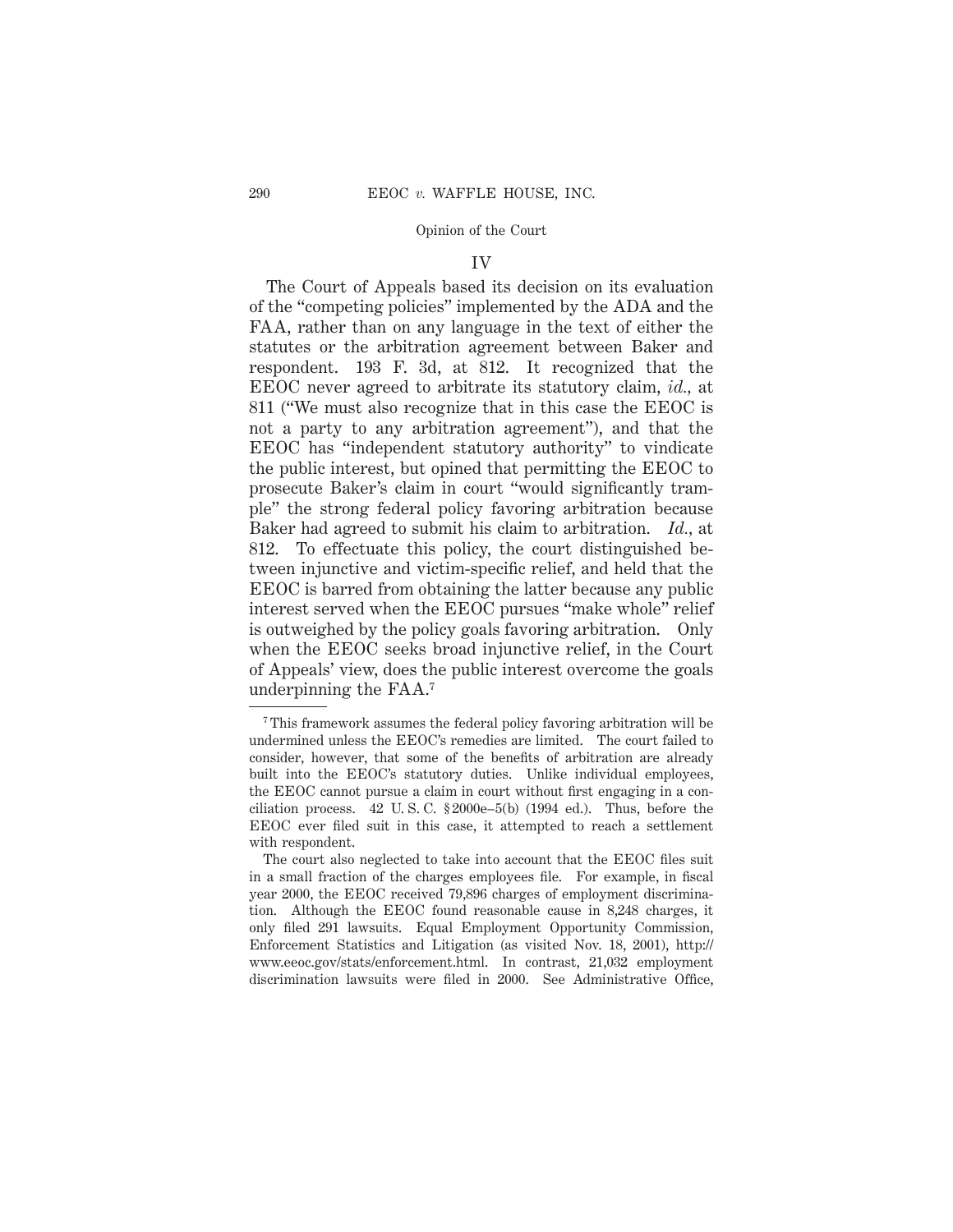## IV

The Court of Appeals based its decision on its evaluation of the "competing policies" implemented by the ADA and the FAA, rather than on any language in the text of either the statutes or the arbitration agreement between Baker and respondent. 193 F. 3d, at 812. It recognized that the EEOC never agreed to arbitrate its statutory claim, *id.*, at 811 ("We must also recognize that in this case the EEOC is not a party to any arbitration agreement"), and that the EEOC has "independent statutory authority" to vindicate the public interest, but opined that permitting the EEOC to prosecute Baker's claim in court "would significantly trample" the strong federal policy favoring arbitration because Baker had agreed to submit his claim to arbitration. *Id.*, at 812. To effectuate this policy, the court distinguished between injunctive and victim-specific relief, and held that the EEOC is barred from obtaining the latter because any public interest served when the EEOC pursues "make whole" relief is outweighed by the policy goals favoring arbitration. Only when the EEOC seeks broad injunctive relief, in the Court of Appeals' view, does the public interest overcome the goals underpinning the FAA.[7]

---

[7] This framework assumes the federal policy favoring arbitration will be undermined unless the EEOC's remedies are limited. The court failed to consider, however, that some of the benefits of arbitration are already built into the EEOC's statutory duties. Unlike individual employees, the EEOC cannot pursue a claim in court without first engaging in a conciliation process. 42 U. S. C. § 2000e–5(b) (1994 ed.). Thus, before the EEOC ever filed suit in this case, it attempted to reach a settlement with respondent.

The court also neglected to take into account that the EEOC files suit in a small fraction of the charges employees file. For example, in fiscal year 2000, the EEOC received 79,896 charges of employment discrimination. Although the EEOC found reasonable cause in 8,248 charges, it only filed 291 lawsuits. Equal Employment Opportunity Commission, Enforcement Statistics and Litigation (as visited Nov. 18, 2001), http://www.eeoc.gov/stats/enforcement.html. In contrast, 21,032 employment discrimination lawsuits were filed in 2000. See Administrative Office,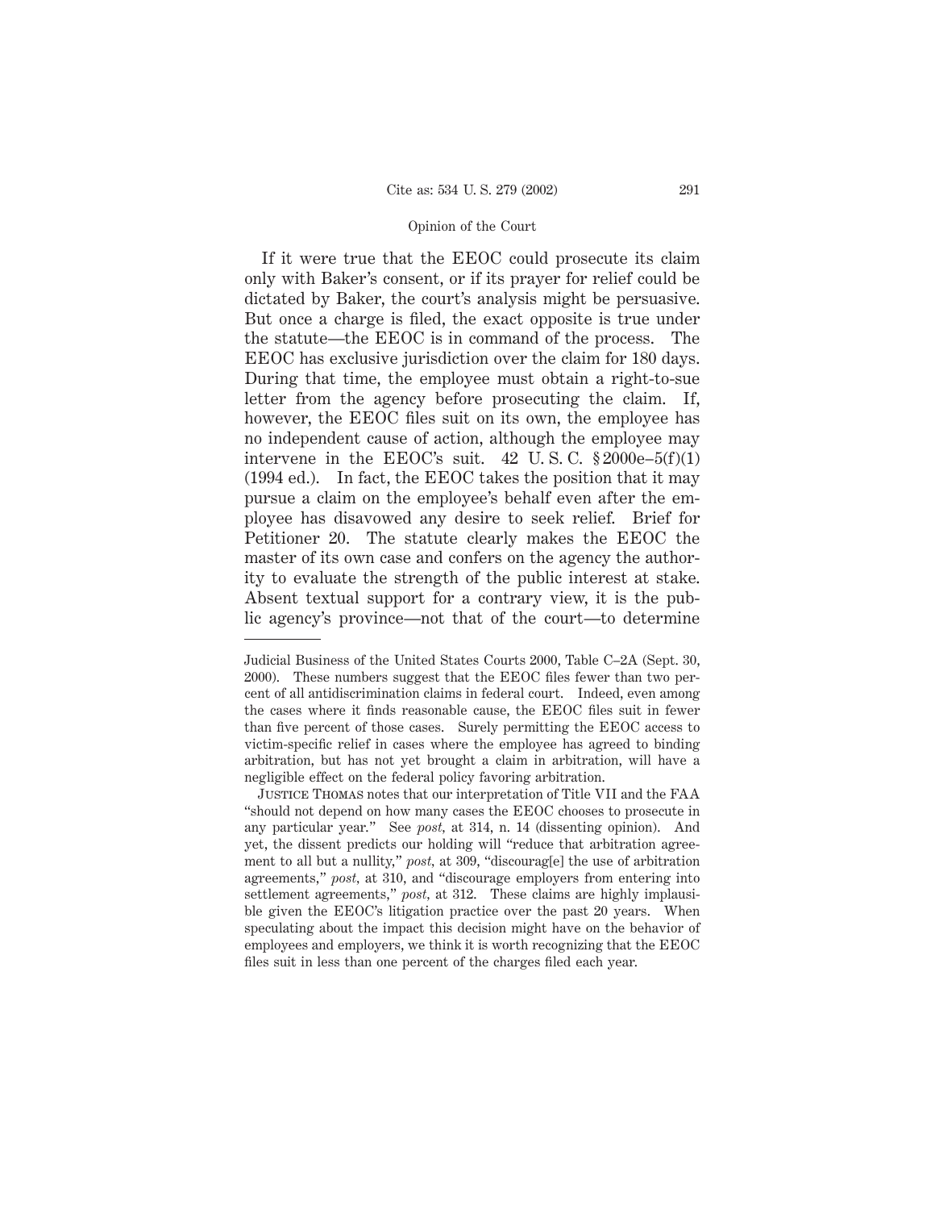If it were true that the EEOC could prosecute its claim only with Baker's consent, or if its prayer for relief could be dictated by Baker, the court's analysis might be persuasive. But once a charge is filed, the exact opposite is true under the statute—the EEOC is in command of the process. The EEOC has exclusive jurisdiction over the claim for 180 days. During that time, the employee must obtain a right-to-sue letter from the agency before prosecuting the claim. If, however, the EEOC files suit on its own, the employee has no independent cause of action, although the employee may intervene in the EEOC's suit. 42 U. S. C. § 2000e–5(f)(1) (1994 ed.). In fact, the EEOC takes the position that it may pursue a claim on the employee's behalf even after the employee has disavowed any desire to seek relief. Brief for Petitioner 20. The statute clearly makes the EEOC the master of its own case and confers on the agency the authority to evaluate the strength of the public interest at stake. Absent textual support for a contrary view, it is the public agency's province—not that of the court—to determine

---

Judicial Business of the United States Courts 2000, Table C–2A (Sept. 30, 2000). These numbers suggest that the EEOC files fewer than two percent of all antidiscrimination claims in federal court. Indeed, even among the cases where it finds reasonable cause, the EEOC files suit in fewer than five percent of those cases. Surely permitting the EEOC access to victim-specific relief in cases where the employee has agreed to binding arbitration, but has not yet brought a claim in arbitration, will have a negligible effect on the federal policy favoring arbitration.

Justice Thomas notes that our interpretation of Title VII and the FAA "should not depend on how many cases the EEOC chooses to prosecute in any particular year." See *post*, at 314, n. 14 (dissenting opinion). And yet, the dissent predicts our holding will "reduce that arbitration agreement to all but a nullity," *post*, at 309, "discourag[e] the use of arbitration agreements," *post*, at 310, and "discourage employers from entering into settlement agreements," *post*, at 312. These claims are highly implausible given the EEOC's litigation practice over the past 20 years. When speculating about the impact this decision might have on the behavior of employees and employers, we think it is worth recognizing that the EEOC files suit in less than one percent of the charges filed each year.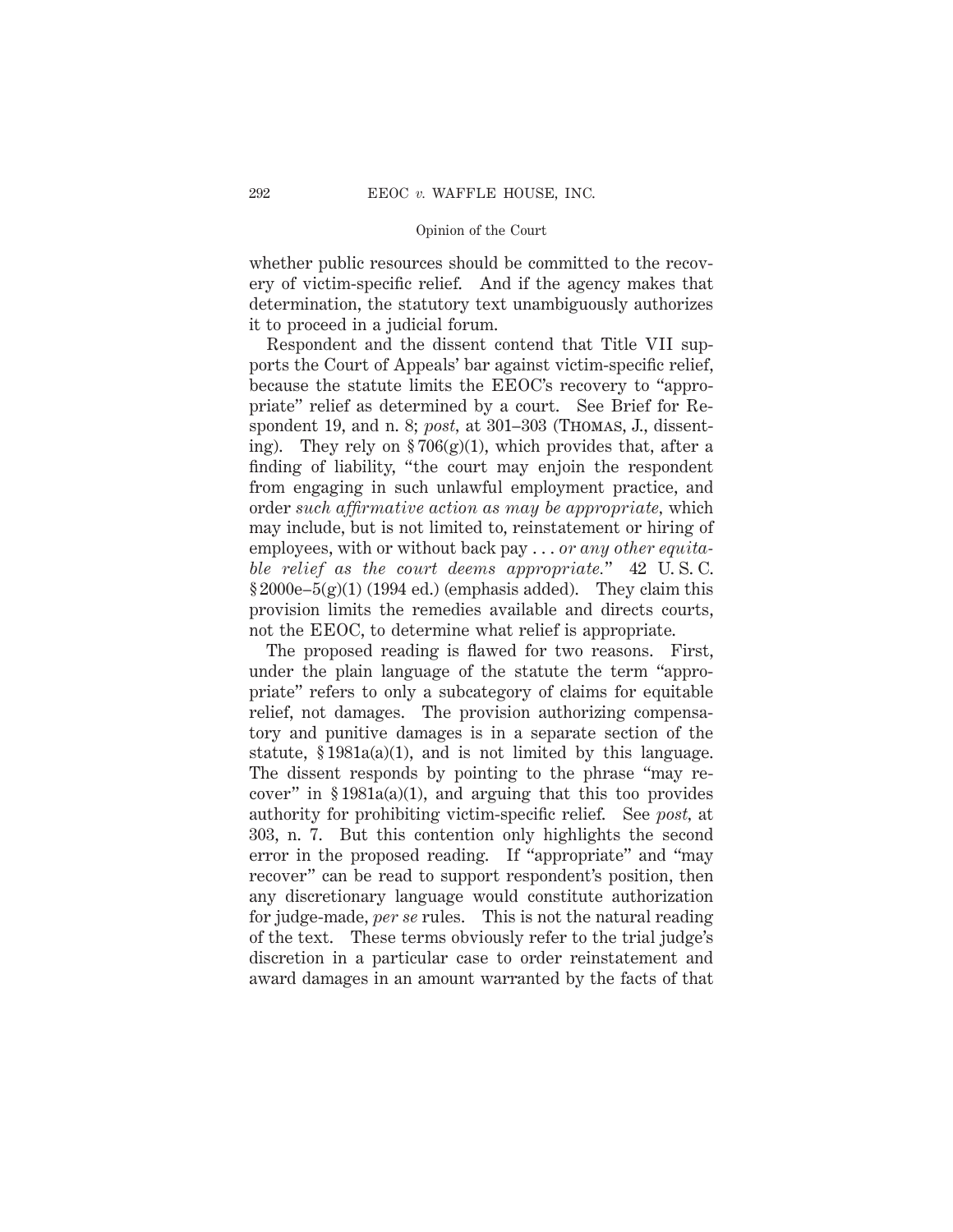whether public resources should be committed to the recovery of victim-specific relief. And if the agency makes that determination, the statutory text unambiguously authorizes it to proceed in a judicial forum.

Respondent and the dissent contend that Title VII supports the Court of Appeals' bar against victim-specific relief, because the statute limits the EEOC's recovery to "appropriate" relief as determined by a court. See Brief for Respondent 19, and n. 8; *post,* at 301–303 (THOMAS, J., dissenting). They rely on § 706(g)(1), which provides that, after a finding of liability, "the court may enjoin the respondent from engaging in such unlawful employment practice, and order *such affirmative action as may be appropriate,* which may include, but is not limited to, reinstatement or hiring of employees, with or without back pay . . . *or any other equitable relief as the court deems appropriate.*" 42 U. S. C. § 2000e–5(g)(1) (1994 ed.) (emphasis added). They claim this provision limits the remedies available and directs courts, not the EEOC, to determine what relief is appropriate.

The proposed reading is flawed for two reasons. First, under the plain language of the statute the term "appropriate" refers to only a subcategory of claims for equitable relief, not damages. The provision authorizing compensatory and punitive damages is in a separate section of the statute, § 1981a(a)(1), and is not limited by this language. The dissent responds by pointing to the phrase "may recover" in § 1981a(a)(1), and arguing that this too provides authority for prohibiting victim-specific relief. See *post,* at 303, n. 7. But this contention only highlights the second error in the proposed reading. If "appropriate" and "may recover" can be read to support respondent's position, then any discretionary language would constitute authorization for judge-made, *per se* rules. This is not the natural reading of the text. These terms obviously refer to the trial judge's discretion in a particular case to order reinstatement and award damages in an amount warranted by the facts of that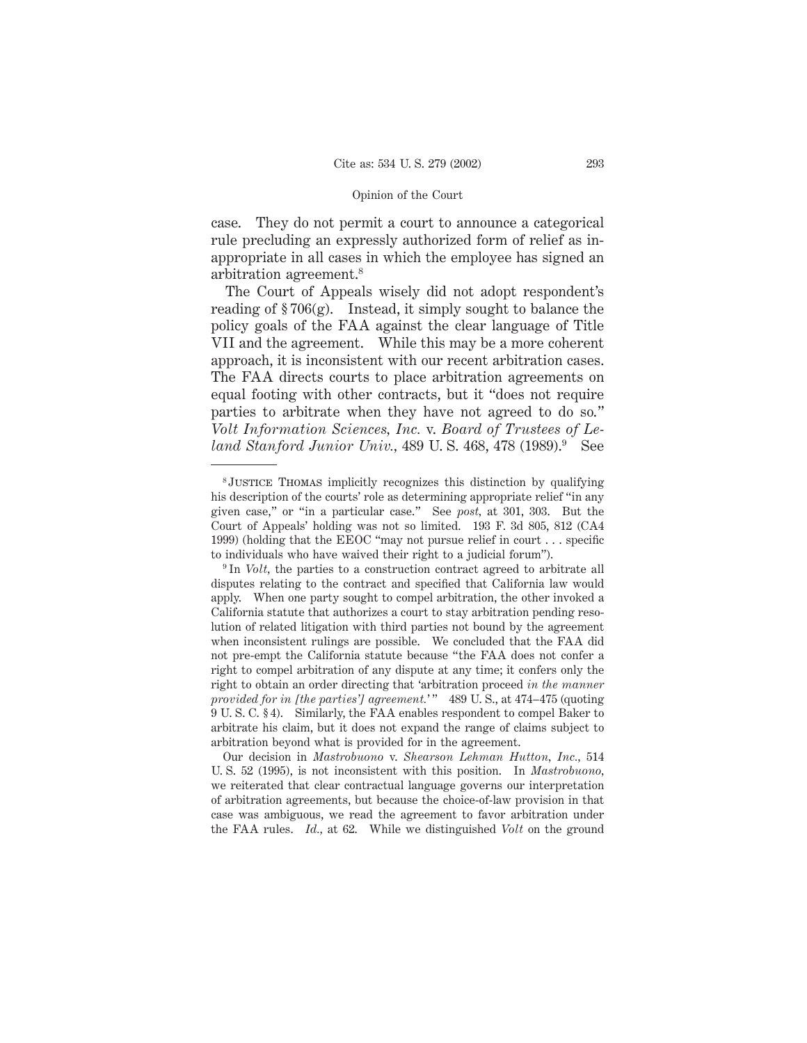case. They do not permit a court to announce a categorical rule precluding an expressly authorized form of relief as inappropriate in all cases in which the employee has signed an arbitration agreement.[8]

The Court of Appeals wisely did not adopt respondent's reading of § 706(g). Instead, it simply sought to balance the policy goals of the FAA against the clear language of Title VII and the agreement. While this may be a more coherent approach, it is inconsistent with our recent arbitration cases. The FAA directs courts to place arbitration agreements on equal footing with other contracts, but it "does not require parties to arbitrate when they have not agreed to do so." *Volt Information Sciences, Inc.* v. *Board of Trustees of Leland Stanford Junior Univ.*, 489 U. S. 468, 478 (1989).[9] See

---

[8] Justice Thomas implicitly recognizes this distinction by qualifying his description of the courts' role as determining appropriate relief "in any given case," or "in a particular case." See *post*, at 301, 303. But the Court of Appeals' holding was not so limited. 193 F. 3d 805, 812 (CA4 1999) (holding that the EEOC "may not pursue relief in court . . . specific to individuals who have waived their right to a judicial forum").

[9] In *Volt*, the parties to a construction contract agreed to arbitrate all disputes relating to the contract and specified that California law would apply. When one party sought to compel arbitration, the other invoked a California statute that authorizes a court to stay arbitration pending resolution of related litigation with third parties not bound by the agreement when inconsistent rulings are possible. We concluded that the FAA did not pre-empt the California statute because "the FAA does not confer a right to compel arbitration of any dispute at any time; it confers only the right to obtain an order directing that 'arbitration proceed *in the manner provided for in [the parties'] agreement.*'" 489 U. S., at 474–475 (quoting 9 U. S. C. § 4). Similarly, the FAA enables respondent to compel Baker to arbitrate his claim, but it does not expand the range of claims subject to arbitration beyond what is provided for in the agreement.

Our decision in *Mastrobuono* v. *Shearson Lehman Hutton, Inc.*, 514 U. S. 52 (1995), is not inconsistent with this position. In *Mastrobuono*, we reiterated that clear contractual language governs our interpretation of arbitration agreements, but because the choice-of-law provision in that case was ambiguous, we read the agreement to favor arbitration under the FAA rules. *Id.*, at 62. While we distinguished *Volt* on the ground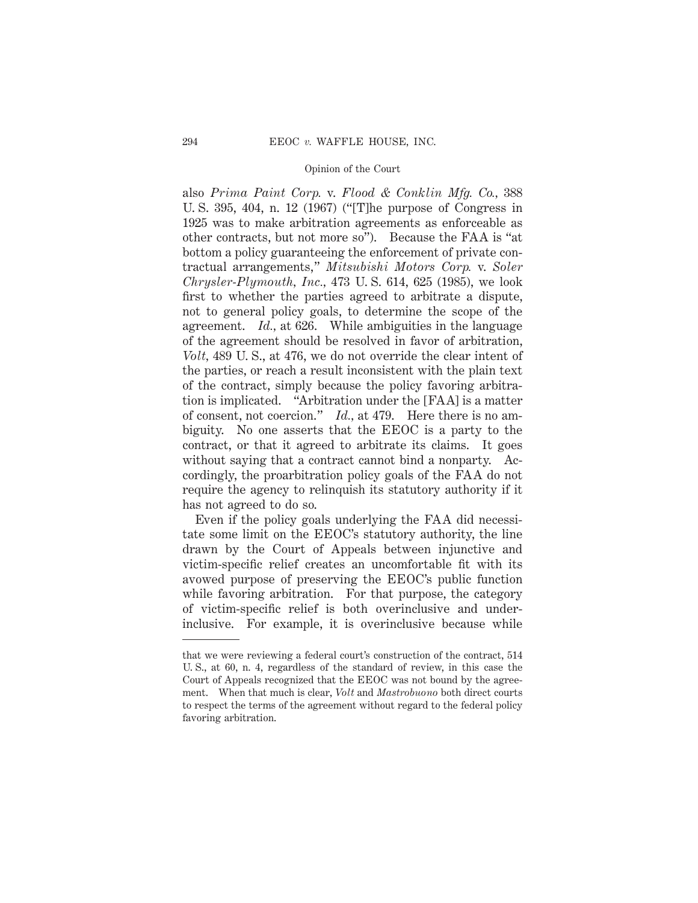also *Prima Paint Corp.* v. *Flood & Conklin Mfg. Co.*, 388 U. S. 395, 404, n. 12 (1967) ("[T]he purpose of Congress in 1925 was to make arbitration agreements as enforceable as other contracts, but not more so"). Because the FAA is "at bottom a policy guaranteeing the enforcement of private contractual arrangements," *Mitsubishi Motors Corp.* v. *Soler Chrysler-Plymouth, Inc.*, 473 U. S. 614, 625 (1985), we look first to whether the parties agreed to arbitrate a dispute, not to general policy goals, to determine the scope of the agreement. *Id.*, at 626. While ambiguities in the language of the agreement should be resolved in favor of arbitration, *Volt*, 489 U. S., at 476, we do not override the clear intent of the parties, or reach a result inconsistent with the plain text of the contract, simply because the policy favoring arbitration is implicated. "Arbitration under the [FAA] is a matter of consent, not coercion." *Id.*, at 479. Here there is no ambiguity. No one asserts that the EEOC is a party to the contract, or that it agreed to arbitrate its claims. It goes without saying that a contract cannot bind a nonparty. Accordingly, the proarbitration policy goals of the FAA do not require the agency to relinquish its statutory authority if it has not agreed to do so.

Even if the policy goals underlying the FAA did necessitate some limit on the EEOC's statutory authority, the line drawn by the Court of Appeals between injunctive and victim-specific relief creates an uncomfortable fit with its avowed purpose of preserving the EEOC's public function while favoring arbitration. For that purpose, the category of victim-specific relief is both overinclusive and underinclusive. For example, it is overinclusive because while

---

that we were reviewing a federal court's construction of the contract, 514 U. S., at 60, n. 4, regardless of the standard of review, in this case the Court of Appeals recognized that the EEOC was not bound by the agreement. When that much is clear, *Volt* and *Mastrobuono* both direct courts to respect the terms of the agreement without regard to the federal policy favoring arbitration.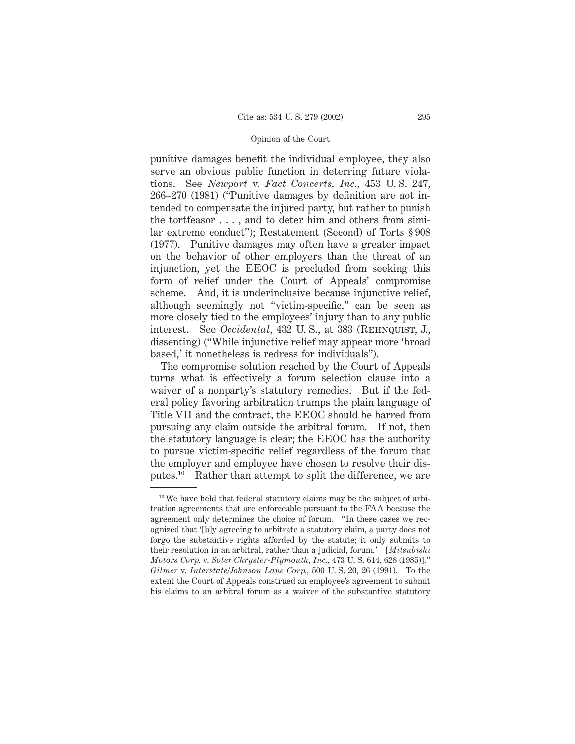punitive damages benefit the individual employee, they also serve an obvious public function in deterring future violations. See *Newport* v. *Fact Concerts, Inc.*, 453 U. S. 247, 266–270 (1981) ("Punitive damages by definition are not intended to compensate the injured party, but rather to punish the tortfeasor . . . , and to deter him and others from similar extreme conduct"); Restatement (Second) of Torts § 908 (1977). Punitive damages may often have a greater impact on the behavior of other employers than the threat of an injunction, yet the EEOC is precluded from seeking this form of relief under the Court of Appeals' compromise scheme. And, it is underinclusive because injunctive relief, although seemingly not "victim-specific," can be seen as more closely tied to the employees' injury than to any public interest. See *Occidental*, 432 U. S., at 383 (REHNQUIST, J., dissenting) ("While injunctive relief may appear more 'broad based,' it nonetheless is redress for individuals").

The compromise solution reached by the Court of Appeals turns what is effectively a forum selection clause into a waiver of a nonparty's statutory remedies. But if the federal policy favoring arbitration trumps the plain language of Title VII and the contract, the EEOC should be barred from pursuing any claim outside the arbitral forum. If not, then the statutory language is clear; the EEOC has the authority to pursue victim-specific relief regardless of the forum that the employer and employee have chosen to resolve their disputes.[10] Rather than attempt to split the difference, we are

[10] We have held that federal statutory claims may be the subject of arbitration agreements that are enforceable pursuant to the FAA because the agreement only determines the choice of forum. "In these cases we recognized that '[b]y agreeing to arbitrate a statutory claim, a party does not forgo the substantive rights afforded by the statute; it only submits to their resolution in an arbitral, rather than a judicial, forum.' [*Mitsubishi Motors Corp.* v. *Soler Chrysler-Plymouth, Inc.*, 473 U. S. 614, 628 (1985)]." *Gilmer* v. *Interstate/Johnson Lane Corp.*, 500 U. S. 20, 26 (1991). To the extent the Court of Appeals construed an employee's agreement to submit his claims to an arbitral forum as a waiver of the substantive statutory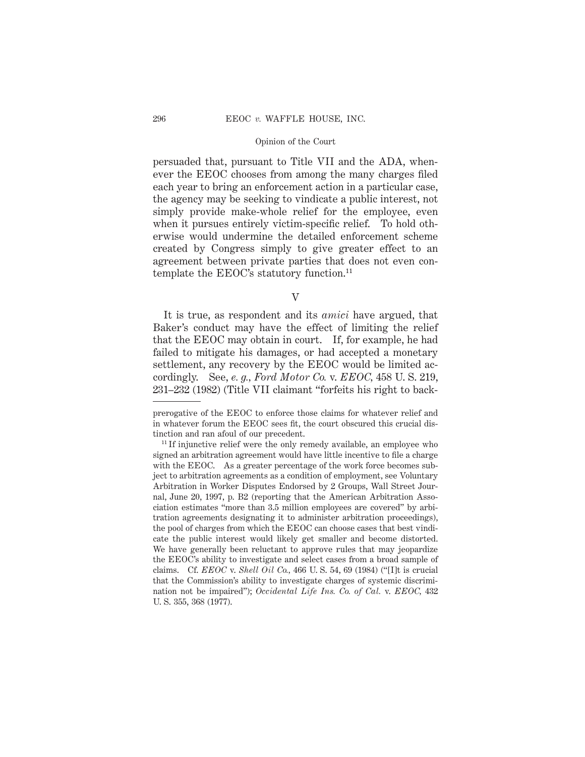persuaded that, pursuant to Title VII and the ADA, whenever the EEOC chooses from among the many charges filed each year to bring an enforcement action in a particular case, the agency may be seeking to vindicate a public interest, not simply provide make-whole relief for the employee, even when it pursues entirely victim-specific relief. To hold otherwise would undermine the detailed enforcement scheme created by Congress simply to give greater effect to an agreement between private parties that does not even contemplate the EEOC's statutory function.[11]

## V

It is true, as respondent and its *amici* have argued, that Baker's conduct may have the effect of limiting the relief that the EEOC may obtain in court. If, for example, he had failed to mitigate his damages, or had accepted a monetary settlement, any recovery by the EEOC would be limited accordingly. See, *e. g.*, *Ford Motor Co.* v. *EEOC*, 458 U. S. 219, 231–232 (1982) (Title VII claimant "forfeits his right to back-

---

prerogative of the EEOC to enforce those claims for whatever relief and in whatever forum the EEOC sees fit, the court obscured this crucial distinction and ran afoul of our precedent.

[11] If injunctive relief were the only remedy available, an employee who signed an arbitration agreement would have little incentive to file a charge with the EEOC. As a greater percentage of the work force becomes subject to arbitration agreements as a condition of employment, see Voluntary Arbitration in Worker Disputes Endorsed by 2 Groups, Wall Street Journal, June 20, 1997, p. B2 (reporting that the American Arbitration Association estimates "more than 3.5 million employees are covered" by arbitration agreements designating it to administer arbitration proceedings), the pool of charges from which the EEOC can choose cases that best vindicate the public interest would likely get smaller and become distorted. We have generally been reluctant to approve rules that may jeopardize the EEOC's ability to investigate and select cases from a broad sample of claims. Cf. *EEOC* v. *Shell Oil Co.*, 466 U. S. 54, 69 (1984) ("[I]t is crucial that the Commission's ability to investigate charges of systemic discrimination not be impaired"); *Occidental Life Ins. Co. of Cal.* v. *EEOC*, 432 U. S. 355, 368 (1977).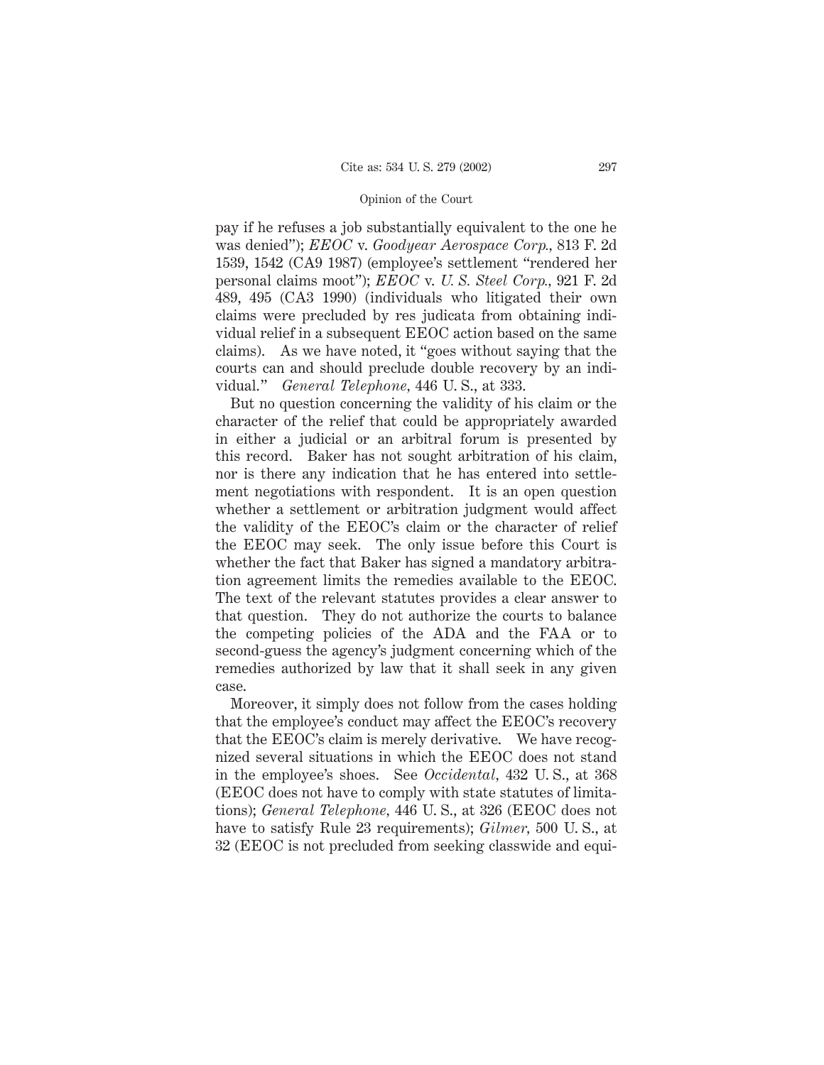pay if he refuses a job substantially equivalent to the one he was denied"); *EEOC* v. *Goodyear Aerospace Corp.*, 813 F. 2d 1539, 1542 (CA9 1987) (employee's settlement "rendered her personal claims moot"); *EEOC* v. *U. S. Steel Corp.*, 921 F. 2d 489, 495 (CA3 1990) (individuals who litigated their own claims were precluded by res judicata from obtaining individual relief in a subsequent EEOC action based on the same claims). As we have noted, it "goes without saying that the courts can and should preclude double recovery by an individual." *General Telephone*, 446 U. S., at 333.

But no question concerning the validity of his claim or the character of the relief that could be appropriately awarded in either a judicial or an arbitral forum is presented by this record. Baker has not sought arbitration of his claim, nor is there any indication that he has entered into settlement negotiations with respondent. It is an open question whether a settlement or arbitration judgment would affect the validity of the EEOC's claim or the character of relief the EEOC may seek. The only issue before this Court is whether the fact that Baker has signed a mandatory arbitration agreement limits the remedies available to the EEOC. The text of the relevant statutes provides a clear answer to that question. They do not authorize the courts to balance the competing policies of the ADA and the FAA or to second-guess the agency's judgment concerning which of the remedies authorized by law that it shall seek in any given case.

Moreover, it simply does not follow from the cases holding that the employee's conduct may affect the EEOC's recovery that the EEOC's claim is merely derivative. We have recognized several situations in which the EEOC does not stand in the employee's shoes. See *Occidental*, 432 U. S., at 368 (EEOC does not have to comply with state statutes of limitations); *General Telephone*, 446 U. S., at 326 (EEOC does not have to satisfy Rule 23 requirements); *Gilmer*, 500 U. S., at 32 (EEOC is not precluded from seeking classwide and equi-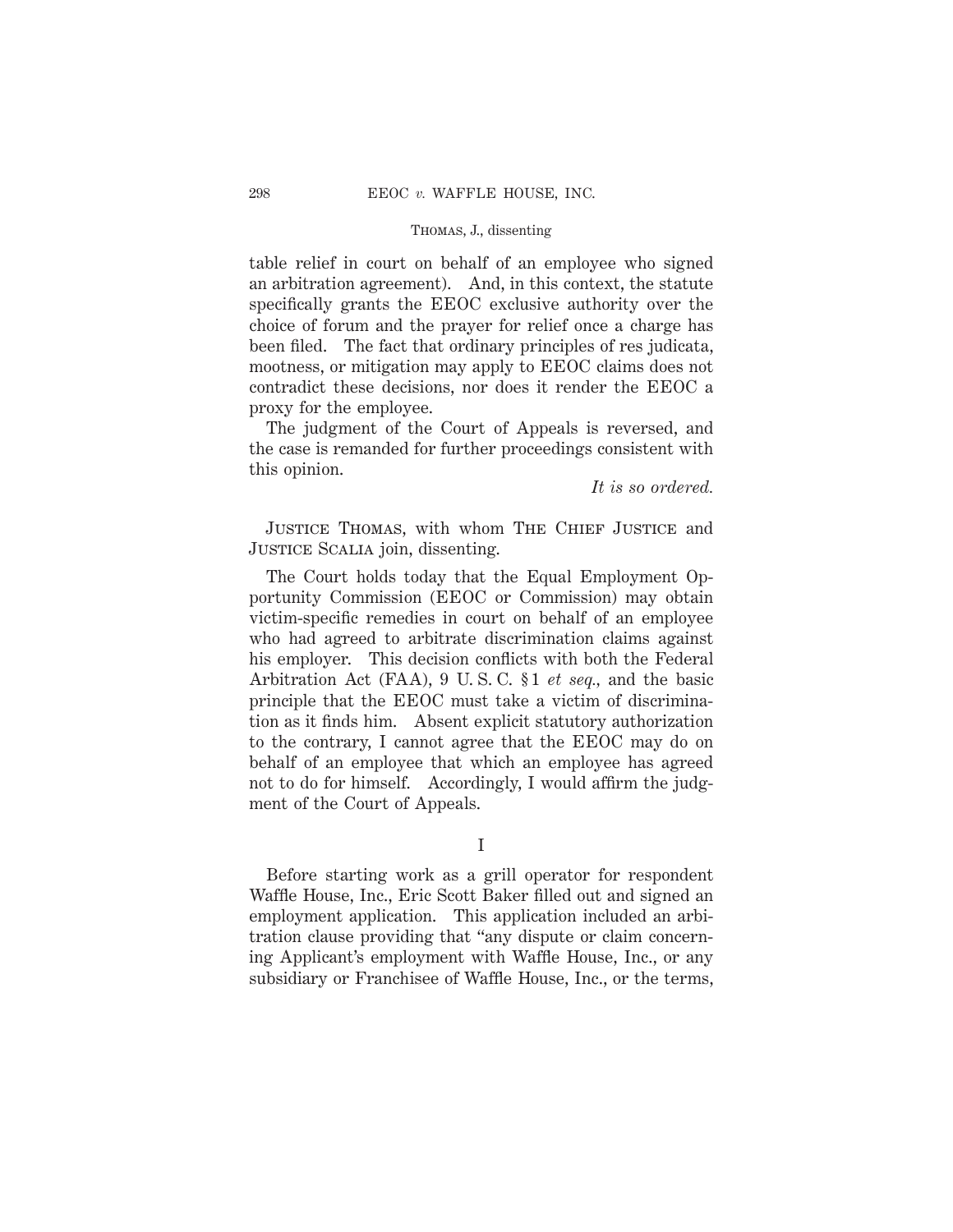table relief in court on behalf of an employee who signed an arbitration agreement). And, in this context, the statute specifically grants the EEOC exclusive authority over the choice of forum and the prayer for relief once a charge has been filed. The fact that ordinary principles of res judicata, mootness, or mitigation may apply to EEOC claims does not contradict these decisions, nor does it render the EEOC a proxy for the employee.

The judgment of the Court of Appeals is reversed, and the case is remanded for further proceedings consistent with this opinion.

*It is so ordered.*

Justice Thomas, with whom The Chief Justice and Justice Scalia join, dissenting.

The Court holds today that the Equal Employment Opportunity Commission (EEOC or Commission) may obtain victim-specific remedies in court on behalf of an employee who had agreed to arbitrate discrimination claims against his employer. This decision conflicts with both the Federal Arbitration Act (FAA), 9 U. S. C. § 1 *et seq.*, and the basic principle that the EEOC must take a victim of discrimination as it finds him. Absent explicit statutory authorization to the contrary, I cannot agree that the EEOC may do on behalf of an employee that which an employee has agreed not to do for himself. Accordingly, I would affirm the judgment of the Court of Appeals.

## I

Before starting work as a grill operator for respondent Waffle House, Inc., Eric Scott Baker filled out and signed an employment application. This application included an arbitration clause providing that "any dispute or claim concerning Applicant's employment with Waffle House, Inc., or any subsidiary or Franchisee of Waffle House, Inc., or the terms,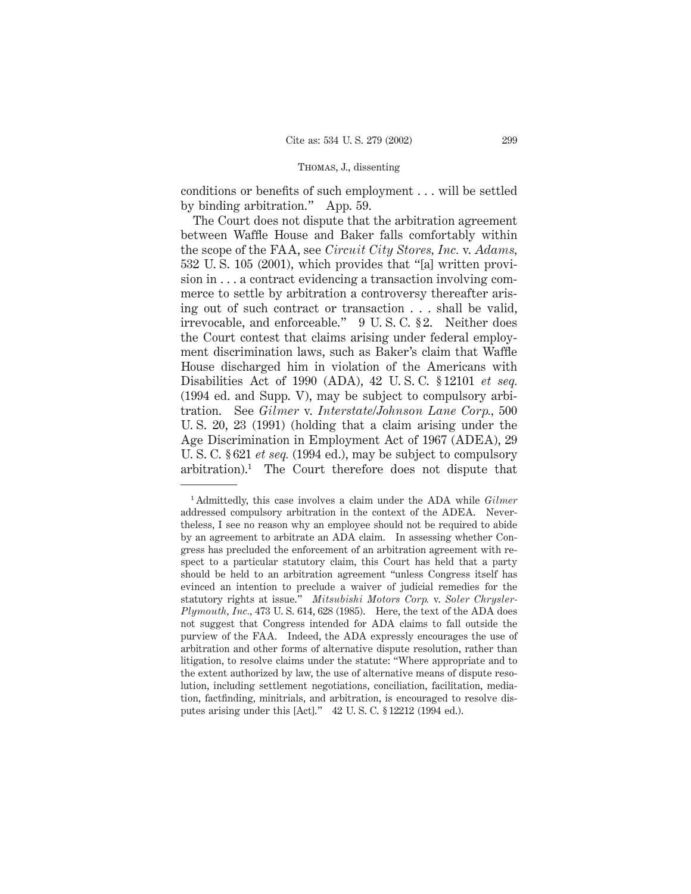conditions or benefits of such employment . . . will be settled by binding arbitration." App. 59.

The Court does not dispute that the arbitration agreement between Waffle House and Baker falls comfortably within the scope of the FAA, see *Circuit City Stores, Inc.* v. *Adams*, 532 U. S. 105 (2001), which provides that "[a] written provision in . . . a contract evidencing a transaction involving commerce to settle by arbitration a controversy thereafter arising out of such contract or transaction . . . shall be valid, irrevocable, and enforceable." 9 U. S. C. § 2. Neither does the Court contest that claims arising under federal employment discrimination laws, such as Baker's claim that Waffle House discharged him in violation of the Americans with Disabilities Act of 1990 (ADA), 42 U. S. C. § 12101 *et seq.* (1994 ed. and Supp. V), may be subject to compulsory arbitration. See *Gilmer* v. *Interstate/Johnson Lane Corp.*, 500 U. S. 20, 23 (1991) (holding that a claim arising under the Age Discrimination in Employment Act of 1967 (ADEA), 29 U. S. C. § 621 *et seq.* (1994 ed.), may be subject to compulsory arbitration).[1] The Court therefore does not dispute that

---

[1] Admittedly, this case involves a claim under the ADA while *Gilmer* addressed compulsory arbitration in the context of the ADEA. Nevertheless, I see no reason why an employee should not be required to abide by an agreement to arbitrate an ADA claim. In assessing whether Congress has precluded the enforcement of an arbitration agreement with respect to a particular statutory claim, this Court has held that a party should be held to an arbitration agreement "unless Congress itself has evinced an intention to preclude a waiver of judicial remedies for the statutory rights at issue." *Mitsubishi Motors Corp.* v. *Soler Chrysler-Plymouth, Inc.*, 473 U. S. 614, 628 (1985). Here, the text of the ADA does not suggest that Congress intended for ADA claims to fall outside the purview of the FAA. Indeed, the ADA expressly encourages the use of arbitration and other forms of alternative dispute resolution, rather than litigation, to resolve claims under the statute: "Where appropriate and to the extent authorized by law, the use of alternative means of dispute resolution, including settlement negotiations, conciliation, facilitation, mediation, factfinding, minitrials, and arbitration, is encouraged to resolve disputes arising under this [Act]." 42 U. S. C. § 12212 (1994 ed.).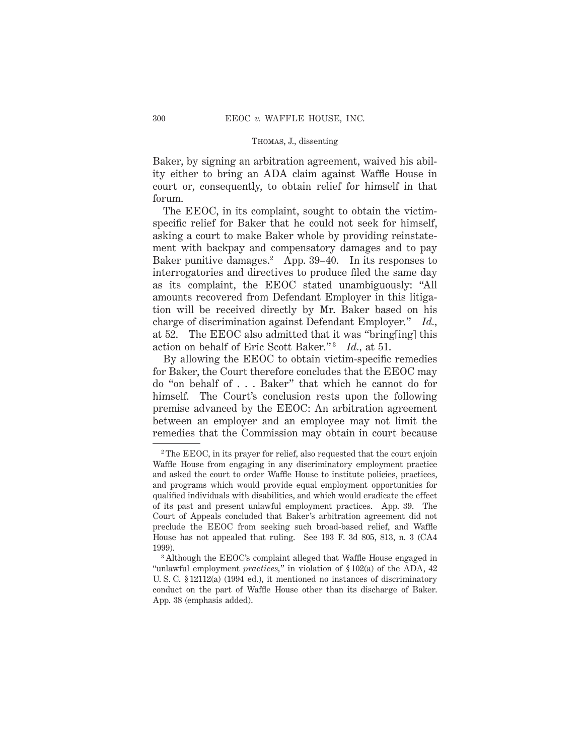Baker, by signing an arbitration agreement, waived his ability either to bring an ADA claim against Waffle House in court or, consequently, to obtain relief for himself in that forum.

The EEOC, in its complaint, sought to obtain the victim-specific relief for Baker that he could not seek for himself, asking a court to make Baker whole by providing reinstatement with backpay and compensatory damages and to pay Baker punitive damages.[2] App. 39–40. In its responses to interrogatories and directives to produce filed the same day as its complaint, the EEOC stated unambiguously: "All amounts recovered from Defendant Employer in this litigation will be received directly by Mr. Baker based on his charge of discrimination against Defendant Employer." *Id.*, at 52. The EEOC also admitted that it was "bring[ing] this action on behalf of Eric Scott Baker."[3] *Id.*, at 51.

By allowing the EEOC to obtain victim-specific remedies for Baker, the Court therefore concludes that the EEOC may do "on behalf of . . . Baker" that which he cannot do for himself. The Court's conclusion rests upon the following premise advanced by the EEOC: An arbitration agreement between an employer and an employee may not limit the remedies that the Commission may obtain in court because

---

[2] The EEOC, in its prayer for relief, also requested that the court enjoin Waffle House from engaging in any discriminatory employment practice and asked the court to order Waffle House to institute policies, practices, and programs which would provide equal employment opportunities for qualified individuals with disabilities, and which would eradicate the effect of its past and present unlawful employment practices. App. 39. The Court of Appeals concluded that Baker's arbitration agreement did not preclude the EEOC from seeking such broad-based relief, and Waffle House has not appealed that ruling. See 193 F. 3d 805, 813, n. 3 (CA4 1999).

[3] Although the EEOC's complaint alleged that Waffle House engaged in "unlawful employment *practices*," in violation of § 102(a) of the ADA, 42 U. S. C. § 12112(a) (1994 ed.), it mentioned no instances of discriminatory conduct on the part of Waffle House other than its discharge of Baker. App. 38 (emphasis added).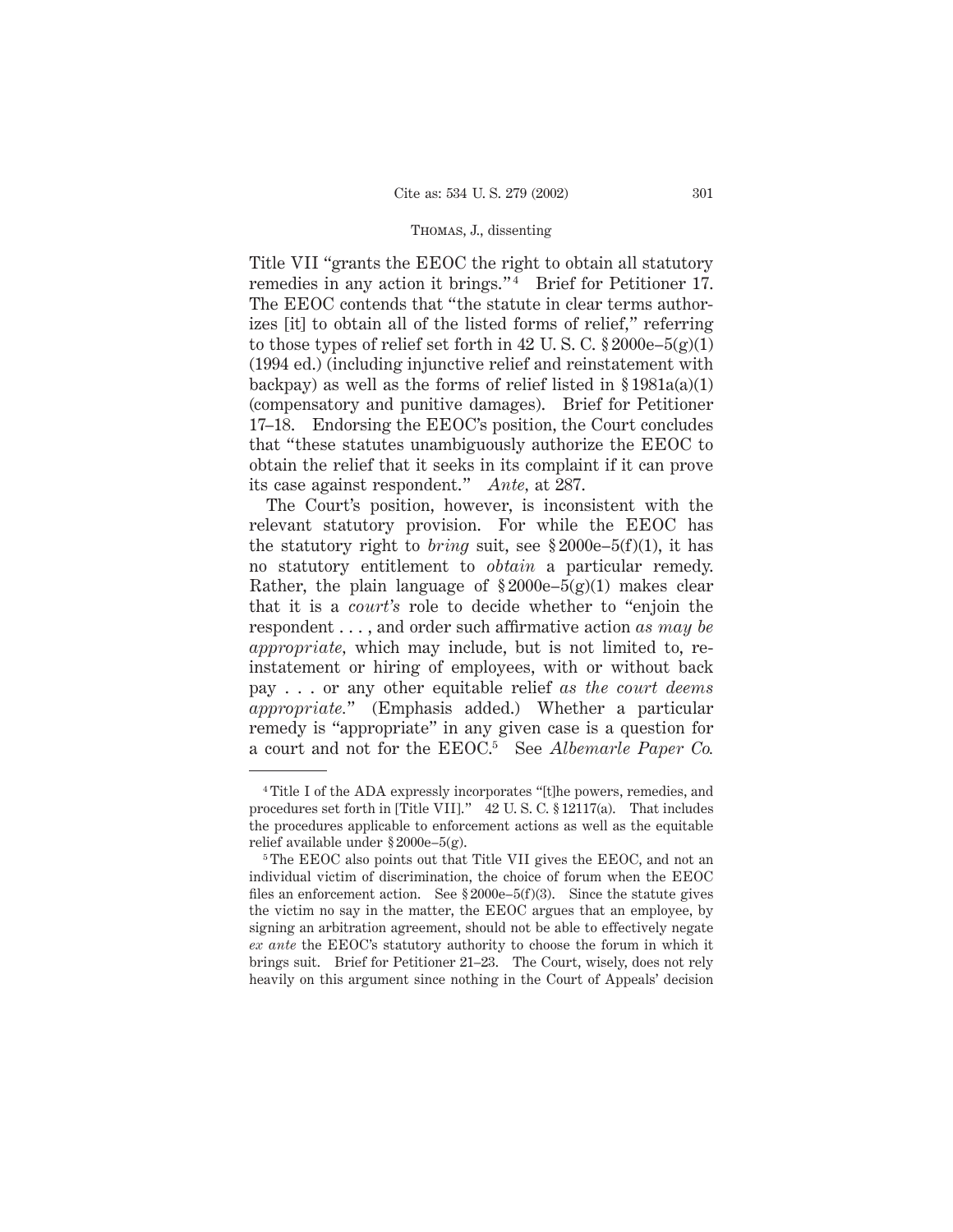Title VII "grants the EEOC the right to obtain all statutory remedies in any action it brings."[4] Brief for Petitioner 17. The EEOC contends that "the statute in clear terms authorizes [it] to obtain all of the listed forms of relief," referring to those types of relief set forth in 42 U. S. C. § 2000e–5(g)(1) (1994 ed.) (including injunctive relief and reinstatement with backpay) as well as the forms of relief listed in § 1981a(a)(1) (compensatory and punitive damages). Brief for Petitioner 17–18. Endorsing the EEOC's position, the Court concludes that "these statutes unambiguously authorize the EEOC to obtain the relief that it seeks in its complaint if it can prove its case against respondent." *Ante*, at 287.

The Court's position, however, is inconsistent with the relevant statutory provision. For while the EEOC has the statutory right to *bring* suit, see § 2000e–5(f)(1), it has no statutory entitlement to *obtain* a particular remedy. Rather, the plain language of § 2000e–5(g)(1) makes clear that it is a *court's* role to decide whether to "enjoin the respondent . . . , and order such affirmative action *as may be appropriate*, which may include, but is not limited to, reinstatement or hiring of employees, with or without back pay . . . or any other equitable relief *as the court deems appropriate*." (Emphasis added.) Whether a particular remedy is "appropriate" in any given case is a question for a court and not for the EEOC.[5] See *Albemarle Paper Co.*

---

[4] Title I of the ADA expressly incorporates "[t]he powers, remedies, and procedures set forth in [Title VII]." 42 U. S. C. § 12117(a). That includes the procedures applicable to enforcement actions as well as the equitable relief available under § 2000e–5(g).

[5] The EEOC also points out that Title VII gives the EEOC, and not an individual victim of discrimination, the choice of forum when the EEOC files an enforcement action. See § 2000e–5(f)(3). Since the statute gives the victim no say in the matter, the EEOC argues that an employee, by signing an arbitration agreement, should not be able to effectively negate *ex ante* the EEOC's statutory authority to choose the forum in which it brings suit. Brief for Petitioner 21–23. The Court, wisely, does not rely heavily on this argument since nothing in the Court of Appeals' decision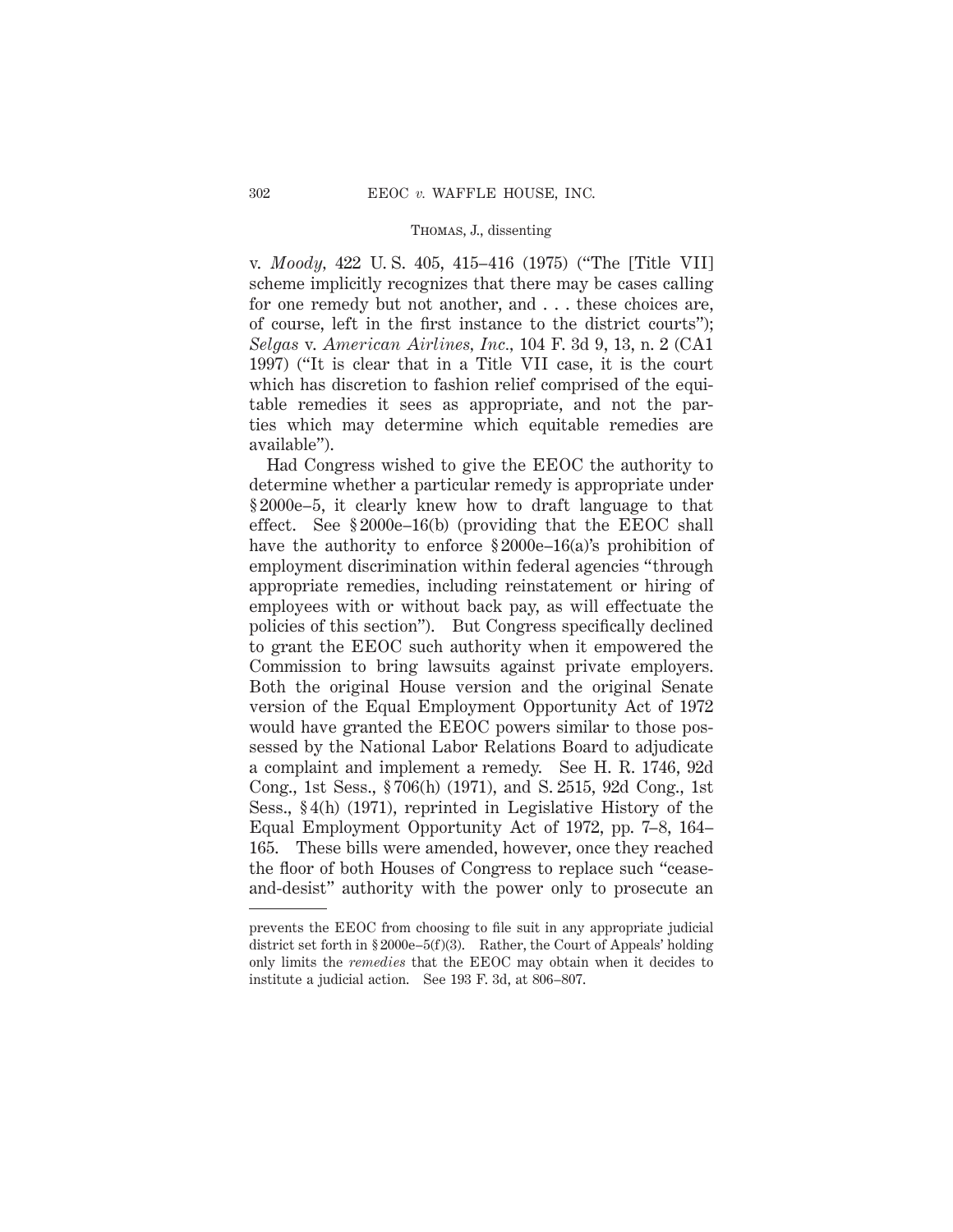v. *Moody*, 422 U. S. 405, 415–416 (1975) ("The [Title VII] scheme implicitly recognizes that there may be cases calling for one remedy but not another, and . . . these choices are, of course, left in the first instance to the district courts"); *Selgas* v. *American Airlines, Inc.*, 104 F. 3d 9, 13, n. 2 (CA1 1997) ("It is clear that in a Title VII case, it is the court which has discretion to fashion relief comprised of the equitable remedies it sees as appropriate, and not the parties which may determine which equitable remedies are available").

Had Congress wished to give the EEOC the authority to determine whether a particular remedy is appropriate under § 2000e–5, it clearly knew how to draft language to that effect. See § 2000e–16(b) (providing that the EEOC shall have the authority to enforce § 2000e–16(a)'s prohibition of employment discrimination within federal agencies "through appropriate remedies, including reinstatement or hiring of employees with or without back pay, as will effectuate the policies of this section"). But Congress specifically declined to grant the EEOC such authority when it empowered the Commission to bring lawsuits against private employers. Both the original House version and the original Senate version of the Equal Employment Opportunity Act of 1972 would have granted the EEOC powers similar to those possessed by the National Labor Relations Board to adjudicate a complaint and implement a remedy. See H. R. 1746, 92d Cong., 1st Sess., § 706(h) (1971), and S. 2515, 92d Cong., 1st Sess., § 4(h) (1971), reprinted in Legislative History of the Equal Employment Opportunity Act of 1972, pp. 7–8, 164–165. These bills were amended, however, once they reached the floor of both Houses of Congress to replace such "cease-and-desist" authority with the power only to prosecute an

---

prevents the EEOC from choosing to file suit in any appropriate judicial district set forth in § 2000e–5(f)(3). Rather, the Court of Appeals' holding only limits the *remedies* that the EEOC may obtain when it decides to institute a judicial action. See 193 F. 3d, at 806–807.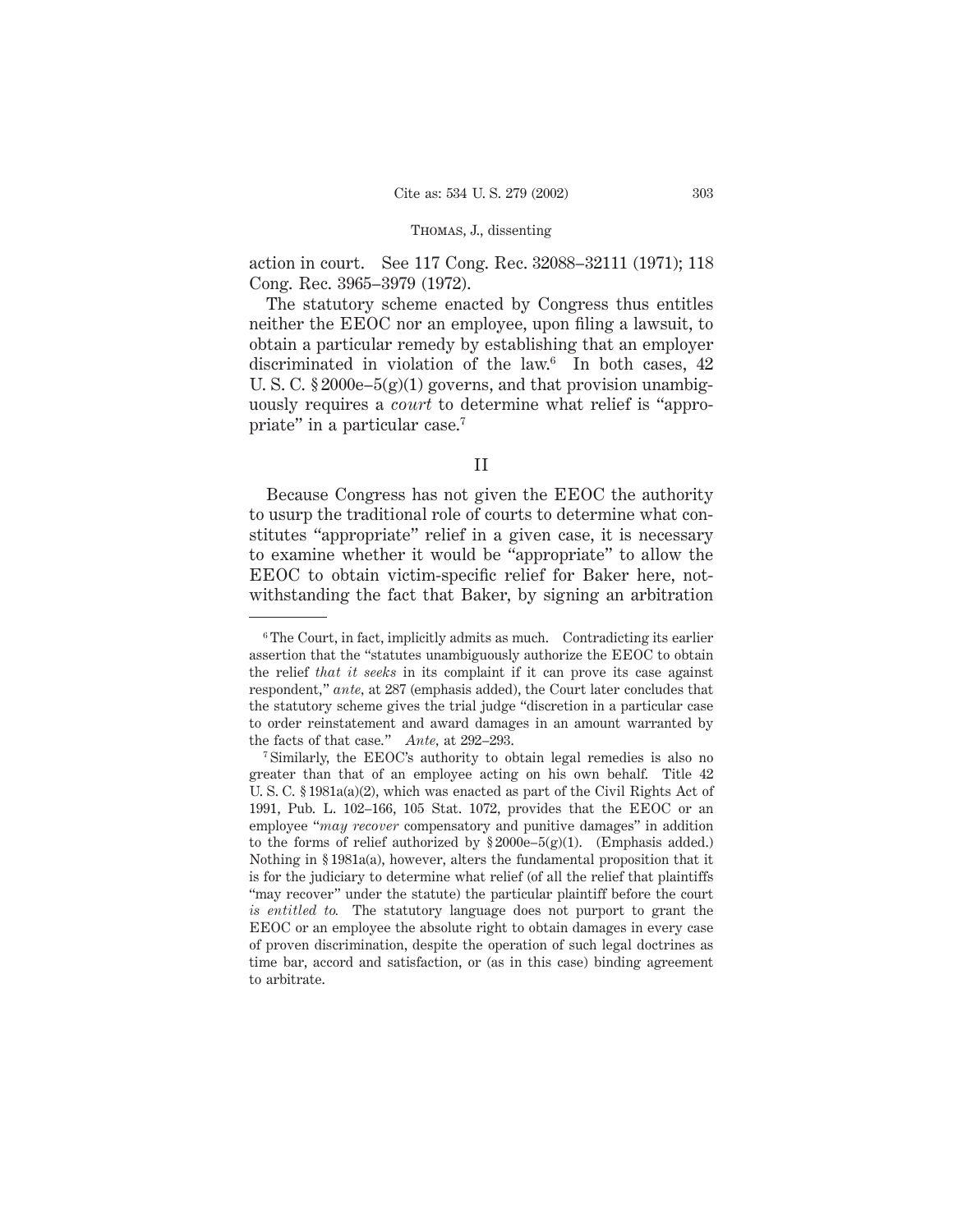action in court. See 117 Cong. Rec. 32088–32111 (1971); 118 Cong. Rec. 3965–3979 (1972).

The statutory scheme enacted by Congress thus entitles neither the EEOC nor an employee, upon filing a lawsuit, to obtain a particular remedy by establishing that an employer discriminated in violation of the law.[6] In both cases, 42 U. S. C. § 2000e–5(g)(1) governs, and that provision unambiguously requires a *court* to determine what relief is "appropriate" in a particular case.[7]

## II

Because Congress has not given the EEOC the authority to usurp the traditional role of courts to determine what constitutes "appropriate" relief in a given case, it is necessary to examine whether it would be "appropriate" to allow the EEOC to obtain victim-specific relief for Baker here, notwithstanding the fact that Baker, by signing an arbitration

---

[6] The Court, in fact, implicitly admits as much. Contradicting its earlier assertion that the "statutes unambiguously authorize the EEOC to obtain the relief *that it seeks* in its complaint if it can prove its case against respondent," *ante*, at 287 (emphasis added), the Court later concludes that the statutory scheme gives the trial judge "discretion in a particular case to order reinstatement and award damages in an amount warranted by the facts of that case." *Ante*, at 292–293.

[7] Similarly, the EEOC's authority to obtain legal remedies is also no greater than that of an employee acting on his own behalf. Title 42 U. S. C. § 1981a(a)(2), which was enacted as part of the Civil Rights Act of 1991, Pub. L. 102–166, 105 Stat. 1072, provides that the EEOC or an employee "*may recover* compensatory and punitive damages" in addition to the forms of relief authorized by § 2000e–5(g)(1). (Emphasis added.) Nothing in § 1981a(a), however, alters the fundamental proposition that it is for the judiciary to determine what relief (of all the relief that plaintiffs "may recover" under the statute) the particular plaintiff before the court *is entitled to*. The statutory language does not purport to grant the EEOC or an employee the absolute right to obtain damages in every case of proven discrimination, despite the operation of such legal doctrines as time bar, accord and satisfaction, or (as in this case) binding agreement to arbitrate.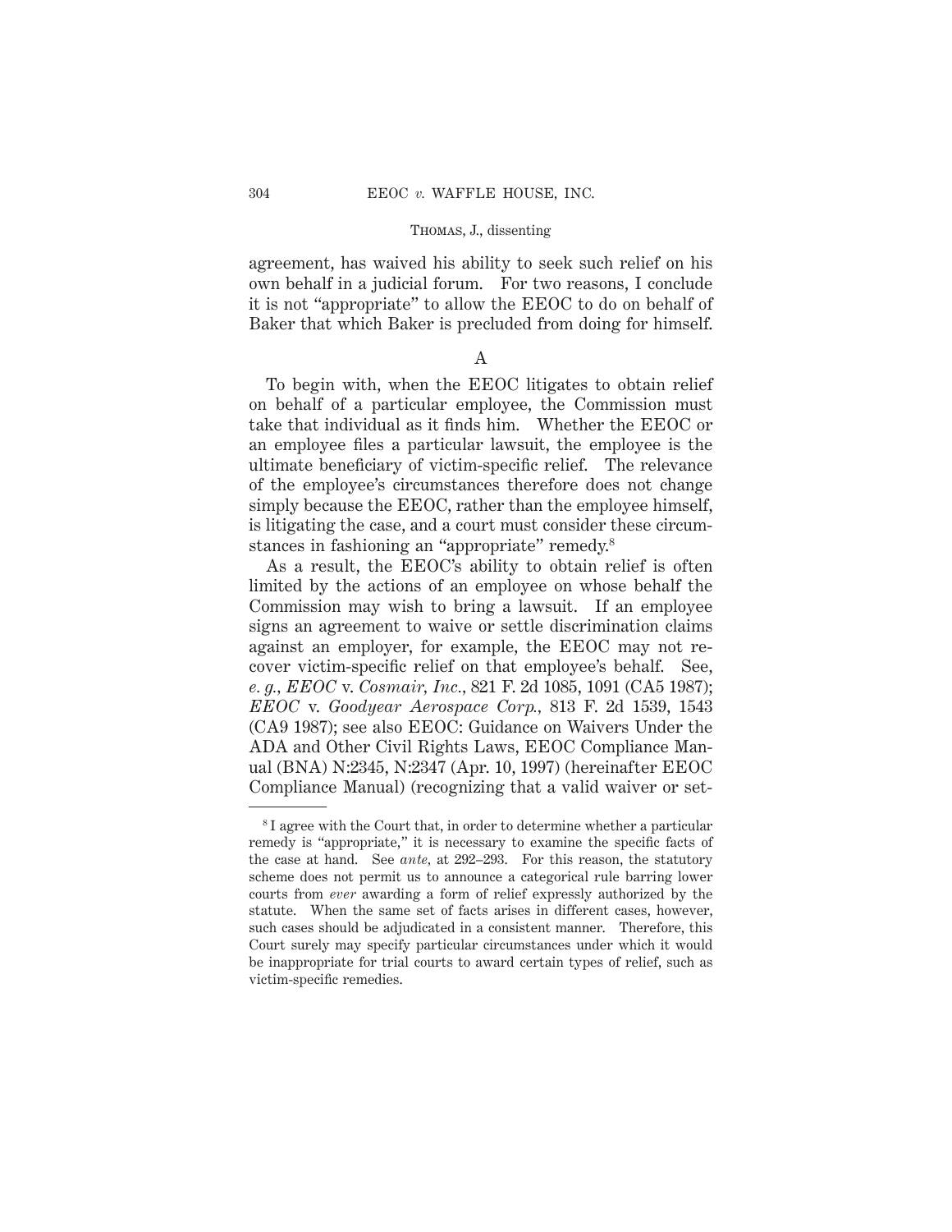agreement, has waived his ability to seek such relief on his own behalf in a judicial forum. For two reasons, I conclude it is not "appropriate" to allow the EEOC to do on behalf of Baker that which Baker is precluded from doing for himself.

### A

To begin with, when the EEOC litigates to obtain relief on behalf of a particular employee, the Commission must take that individual as it finds him. Whether the EEOC or an employee files a particular lawsuit, the employee is the ultimate beneficiary of victim-specific relief. The relevance of the employee's circumstances therefore does not change simply because the EEOC, rather than the employee himself, is litigating the case, and a court must consider these circumstances in fashioning an "appropriate" remedy.[8]

As a result, the EEOC's ability to obtain relief is often limited by the actions of an employee on whose behalf the Commission may wish to bring a lawsuit. If an employee signs an agreement to waive or settle discrimination claims against an employer, for example, the EEOC may not recover victim-specific relief on that employee's behalf. See, *e. g., EEOC* v. *Cosmair, Inc.*, 821 F. 2d 1085, 1091 (CA5 1987); *EEOC* v. *Goodyear Aerospace Corp.*, 813 F. 2d 1539, 1543 (CA9 1987); see also EEOC: Guidance on Waivers Under the ADA and Other Civil Rights Laws, EEOC Compliance Manual (BNA) N:2345, N:2347 (Apr. 10, 1997) (hereinafter EEOC Compliance Manual) (recognizing that a valid waiver or set-

---

[8] I agree with the Court that, in order to determine whether a particular remedy is "appropriate," it is necessary to examine the specific facts of the case at hand. See *ante*, at 292–293. For this reason, the statutory scheme does not permit us to announce a categorical rule barring lower courts from *ever* awarding a form of relief expressly authorized by the statute. When the same set of facts arises in different cases, however, such cases should be adjudicated in a consistent manner. Therefore, this Court surely may specify particular circumstances under which it would be inappropriate for trial courts to award certain types of relief, such as victim-specific remedies.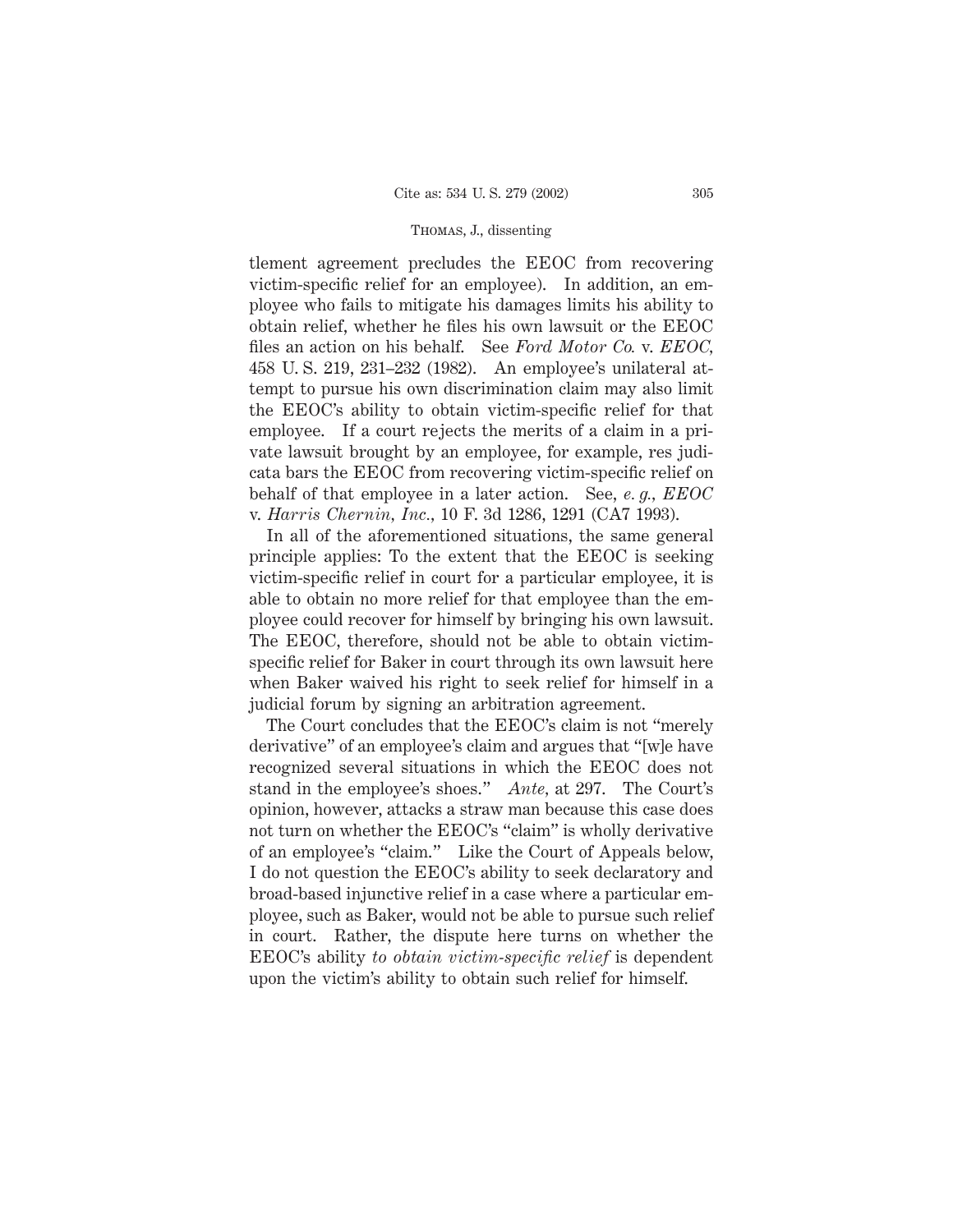tlement agreement precludes the EEOC from recovering victim-specific relief for an employee). In addition, an employee who fails to mitigate his damages limits his ability to obtain relief, whether he files his own lawsuit or the EEOC files an action on his behalf. See *Ford Motor Co.* v. *EEOC*, 458 U. S. 219, 231–232 (1982). An employee's unilateral attempt to pursue his own discrimination claim may also limit the EEOC's ability to obtain victim-specific relief for that employee. If a court rejects the merits of a claim in a private lawsuit brought by an employee, for example, res judicata bars the EEOC from recovering victim-specific relief on behalf of that employee in a later action. See, *e. g.*, *EEOC* v. *Harris Chernin, Inc.*, 10 F. 3d 1286, 1291 (CA7 1993).

In all of the aforementioned situations, the same general principle applies: To the extent that the EEOC is seeking victim-specific relief in court for a particular employee, it is able to obtain no more relief for that employee than the employee could recover for himself by bringing his own lawsuit. The EEOC, therefore, should not be able to obtain victim-specific relief for Baker in court through its own lawsuit here when Baker waived his right to seek relief for himself in a judicial forum by signing an arbitration agreement.

The Court concludes that the EEOC's claim is not "merely derivative" of an employee's claim and argues that "[w]e have recognized several situations in which the EEOC does not stand in the employee's shoes." *Ante*, at 297. The Court's opinion, however, attacks a straw man because this case does not turn on whether the EEOC's "claim" is wholly derivative of an employee's "claim." Like the Court of Appeals below, I do not question the EEOC's ability to seek declaratory and broad-based injunctive relief in a case where a particular employee, such as Baker, would not be able to pursue such relief in court. Rather, the dispute here turns on whether the EEOC's ability *to obtain victim-specific relief* is dependent upon the victim's ability to obtain such relief for himself.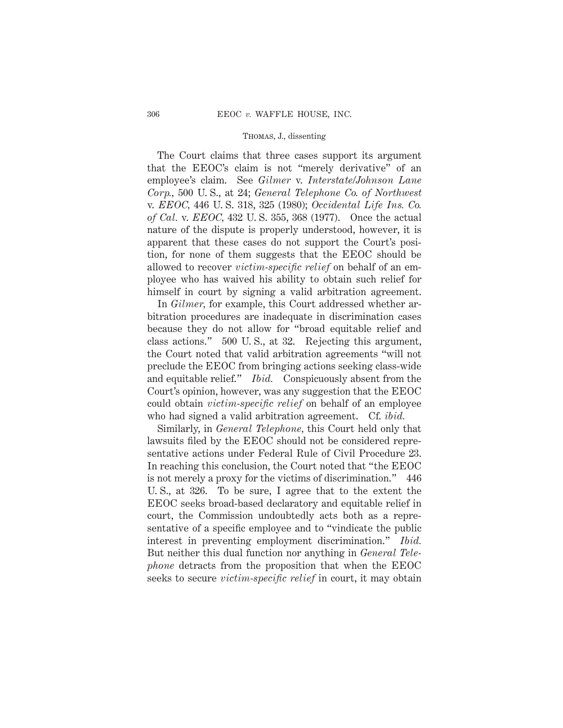The Court claims that three cases support its argument that the EEOC's claim is not "merely derivative" of an employee's claim. See *Gilmer* v. *Interstate/Johnson Lane Corp.*, 500 U. S., at 24; *General Telephone Co. of Northwest* v. *EEOC*, 446 U. S. 318, 325 (1980); *Occidental Life Ins. Co. of Cal.* v. *EEOC*, 432 U. S. 355, 368 (1977). Once the actual nature of the dispute is properly understood, however, it is apparent that these cases do not support the Court's position, for none of them suggests that the EEOC should be allowed to recover *victim-specific relief* on behalf of an employee who has waived his ability to obtain such relief for himself in court by signing a valid arbitration agreement.

In *Gilmer*, for example, this Court addressed whether arbitration procedures are inadequate in discrimination cases because they do not allow for "broad equitable relief and class actions." 500 U. S., at 32. Rejecting this argument, the Court noted that valid arbitration agreements "will not preclude the EEOC from bringing actions seeking class-wide and equitable relief." *Ibid.* Conspicuously absent from the Court's opinion, however, was any suggestion that the EEOC could obtain *victim-specific relief* on behalf of an employee who had signed a valid arbitration agreement. Cf. *ibid.*

Similarly, in *General Telephone*, this Court held only that lawsuits filed by the EEOC should not be considered representative actions under Federal Rule of Civil Procedure 23. In reaching this conclusion, the Court noted that "the EEOC is not merely a proxy for the victims of discrimination." 446 U. S., at 326. To be sure, I agree that to the extent the EEOC seeks broad-based declaratory and equitable relief in court, the Commission undoubtedly acts both as a representative of a specific employee and to "vindicate the public interest in preventing employment discrimination." *Ibid.* But neither this dual function nor anything in *General Telephone* detracts from the proposition that when the EEOC seeks to secure *victim-specific relief* in court, it may obtain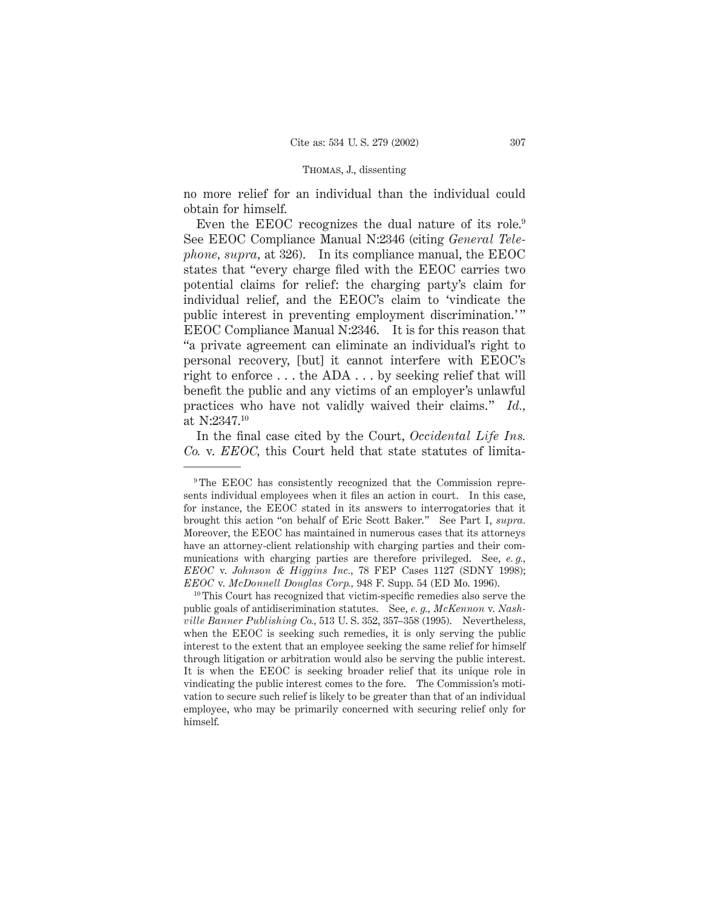no more relief for an individual than the individual could obtain for himself.

Even the EEOC recognizes the dual nature of its role.[9] See EEOC Compliance Manual N:2346 (citing *General Telephone*, *supra*, at 326). In its compliance manual, the EEOC states that "every charge filed with the EEOC carries two potential claims for relief: the charging party's claim for individual relief, and the EEOC's claim to 'vindicate the public interest in preventing employment discrimination.'" EEOC Compliance Manual N:2346. It is for this reason that "a private agreement can eliminate an individual's right to personal recovery, [but] it cannot interfere with EEOC's right to enforce . . . the ADA . . . by seeking relief that will benefit the public and any victims of an employer's unlawful practices who have not validly waived their claims." *Id.*, at N:2347.[10]

In the final case cited by the Court, *Occidental Life Ins. Co.* v. *EEOC*, this Court held that state statutes of limita-

---

[9] The EEOC has consistently recognized that the Commission represents individual employees when it files an action in court. In this case, for instance, the EEOC stated in its answers to interrogatories that it brought this action "on behalf of Eric Scott Baker." See Part I, *supra*. Moreover, the EEOC has maintained in numerous cases that its attorneys have an attorney-client relationship with charging parties and their communications with charging parties are therefore privileged. See, *e. g.*, *EEOC* v. *Johnson & Higgins Inc.*, 78 FEP Cases 1127 (SDNY 1998); *EEOC* v. *McDonnell Douglas Corp.*, 948 F. Supp. 54 (ED Mo. 1996).

[10] This Court has recognized that victim-specific remedies also serve the public goals of antidiscrimination statutes. See, *e. g.*, *McKennon* v. *Nashville Banner Publishing Co.*, 513 U. S. 352, 357–358 (1995). Nevertheless, when the EEOC is seeking such remedies, it is only serving the public interest to the extent that an employee seeking the same relief for himself through litigation or arbitration would also be serving the public interest. It is when the EEOC is seeking broader relief that its unique role in vindicating the public interest comes to the fore. The Commission's motivation to secure such relief is likely to be greater than that of an individual employee, who may be primarily concerned with securing relief only for himself.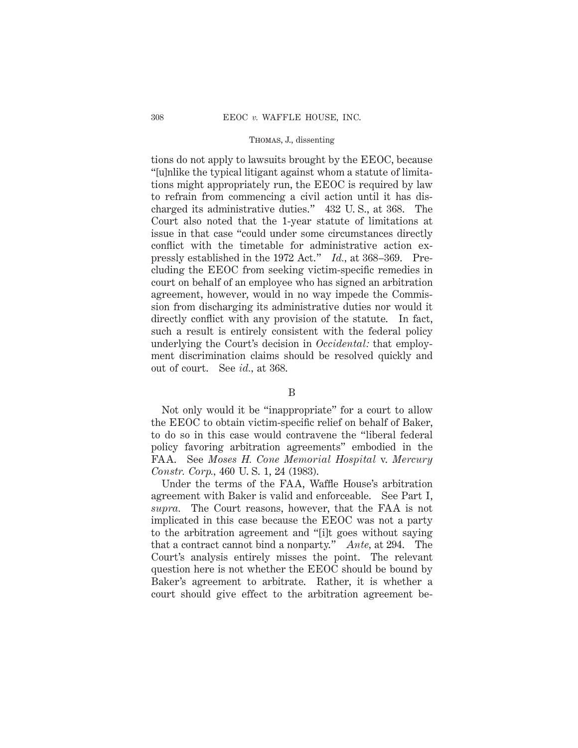tions do not apply to lawsuits brought by the EEOC, because "[u]nlike the typical litigant against whom a statute of limitations might appropriately run, the EEOC is required by law to refrain from commencing a civil action until it has discharged its administrative duties." 432 U. S., at 368. The Court also noted that the 1-year statute of limitations at issue in that case "could under some circumstances directly conflict with the timetable for administrative action expressly established in the 1972 Act." *Id.*, at 368–369. Precluding the EEOC from seeking victim-specific remedies in court on behalf of an employee who has signed an arbitration agreement, however, would in no way impede the Commission from discharging its administrative duties nor would it directly conflict with any provision of the statute. In fact, such a result is entirely consistent with the federal policy underlying the Court's decision in *Occidental:* that employment discrimination claims should be resolved quickly and out of court. See *id.*, at 368.

B

Not only would it be "inappropriate" for a court to allow the EEOC to obtain victim-specific relief on behalf of Baker, to do so in this case would contravene the "liberal federal policy favoring arbitration agreements" embodied in the FAA. See *Moses H. Cone Memorial Hospital* v. *Mercury Constr. Corp.*, 460 U. S. 1, 24 (1983).

Under the terms of the FAA, Waffle House's arbitration agreement with Baker is valid and enforceable. See Part I, *supra.* The Court reasons, however, that the FAA is not implicated in this case because the EEOC was not a party to the arbitration agreement and "[i]t goes without saying that a contract cannot bind a nonparty." *Ante*, at 294. The Court's analysis entirely misses the point. The relevant question here is not whether the EEOC should be bound by Baker's agreement to arbitrate. Rather, it is whether a court should give effect to the arbitration agreement be-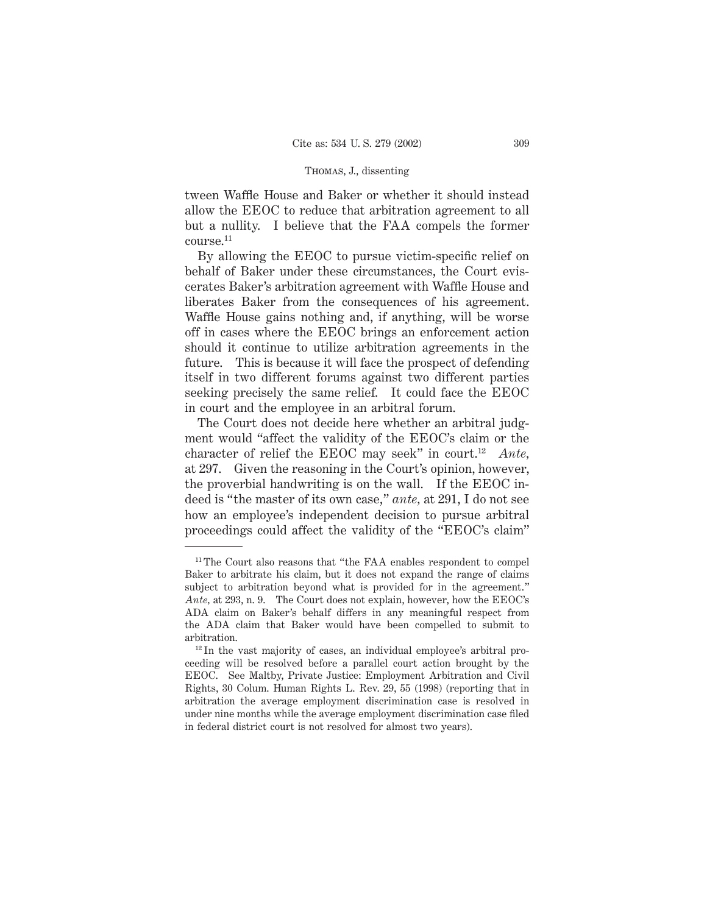tween Waffle House and Baker or whether it should instead allow the EEOC to reduce that arbitration agreement to all but a nullity. I believe that the FAA compels the former course.[11]

By allowing the EEOC to pursue victim-specific relief on behalf of Baker under these circumstances, the Court eviscerates Baker's arbitration agreement with Waffle House and liberates Baker from the consequences of his agreement. Waffle House gains nothing and, if anything, will be worse off in cases where the EEOC brings an enforcement action should it continue to utilize arbitration agreements in the future. This is because it will face the prospect of defending itself in two different forums against two different parties seeking precisely the same relief. It could face the EEOC in court and the employee in an arbitral forum.

The Court does not decide here whether an arbitral judgment would "affect the validity of the EEOC's claim or the character of relief the EEOC may seek" in court.[12] *Ante*, at 297. Given the reasoning in the Court's opinion, however, the proverbial handwriting is on the wall. If the EEOC indeed is "the master of its own case," *ante*, at 291, I do not see how an employee's independent decision to pursue arbitral proceedings could affect the validity of the "EEOC's claim"

---

[11] The Court also reasons that "the FAA enables respondent to compel Baker to arbitrate his claim, but it does not expand the range of claims subject to arbitration beyond what is provided for in the agreement." *Ante*, at 293, n. 9. The Court does not explain, however, how the EEOC's ADA claim on Baker's behalf differs in any meaningful respect from the ADA claim that Baker would have been compelled to submit to arbitration.

[12] In the vast majority of cases, an individual employee's arbitral proceeding will be resolved before a parallel court action brought by the EEOC. See Maltby, Private Justice: Employment Arbitration and Civil Rights, 30 Colum. Human Rights L. Rev. 29, 55 (1998) (reporting that in arbitration the average employment discrimination case is resolved in under nine months while the average employment discrimination case filed in federal district court is not resolved for almost two years).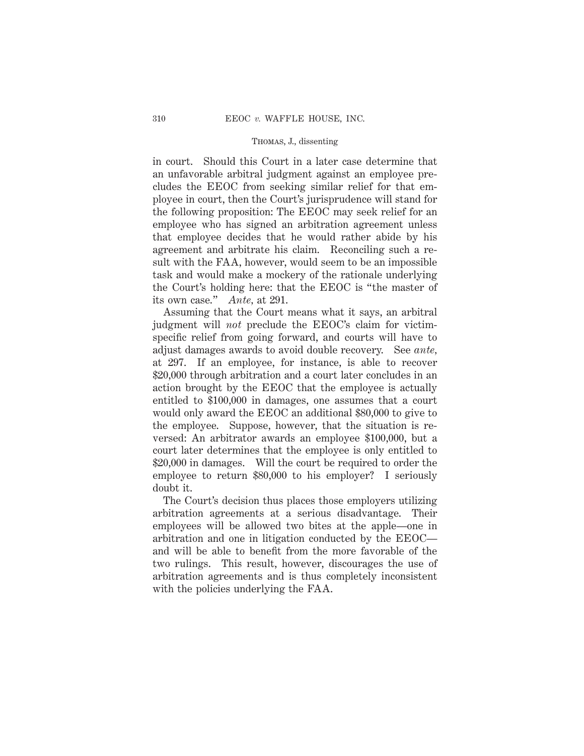in court. Should this Court in a later case determine that an unfavorable arbitral judgment against an employee precludes the EEOC from seeking similar relief for that employee in court, then the Court's jurisprudence will stand for the following proposition: The EEOC may seek relief for an employee who has signed an arbitration agreement unless that employee decides that he would rather abide by his agreement and arbitrate his claim. Reconciling such a result with the FAA, however, would seem to be an impossible task and would make a mockery of the rationale underlying the Court's holding here: that the EEOC is "the master of its own case." *Ante*, at 291.

Assuming that the Court means what it says, an arbitral judgment will *not* preclude the EEOC's claim for victim-specific relief from going forward, and courts will have to adjust damages awards to avoid double recovery. See *ante*, at 297. If an employee, for instance, is able to recover $20,000 through arbitration and a court later concludes in an action brought by the EEOC that the employee is actually entitled to $100,000 in damages, one assumes that a court would only award the EEOC an additional $80,000 to give to the employee. Suppose, however, that the situation is reversed: An arbitrator awards an employee $100,000, but a court later determines that the employee is only entitled to $20,000 in damages. Will the court be required to order the employee to return $80,000 to his employer? I seriously doubt it.

The Court's decision thus places those employers utilizing arbitration agreements at a serious disadvantage. Their employees will be allowed two bites at the apple—one in arbitration and one in litigation conducted by the EEOC—and will be able to benefit from the more favorable of the two rulings. This result, however, discourages the use of arbitration agreements and is thus completely inconsistent with the policies underlying the FAA.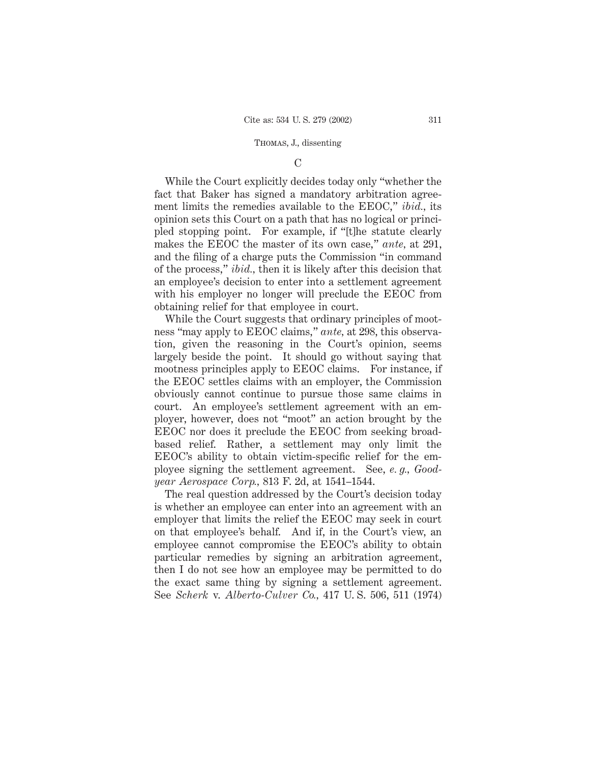### C

While the Court explicitly decides today only "whether the fact that Baker has signed a mandatory arbitration agreement limits the remedies available to the EEOC," *ibid.*, its opinion sets this Court on a path that has no logical or principled stopping point. For example, if "[t]he statute clearly makes the EEOC the master of its own case," *ante*, at 291, and the filing of a charge puts the Commission "in command of the process," *ibid.*, then it is likely after this decision that an employee's decision to enter into a settlement agreement with his employer no longer will preclude the EEOC from obtaining relief for that employee in court.

While the Court suggests that ordinary principles of mootness "may apply to EEOC claims," *ante*, at 298, this observation, given the reasoning in the Court's opinion, seems largely beside the point. It should go without saying that mootness principles apply to EEOC claims. For instance, if the EEOC settles claims with an employer, the Commission obviously cannot continue to pursue those same claims in court. An employee's settlement agreement with an employer, however, does not "moot" an action brought by the EEOC nor does it preclude the EEOC from seeking broad-based relief. Rather, a settlement may only limit the EEOC's ability to obtain victim-specific relief for the employee signing the settlement agreement. See, *e. g.*, *Goodyear Aerospace Corp.*, 813 F. 2d, at 1541–1544.

The real question addressed by the Court's decision today is whether an employee can enter into an agreement with an employer that limits the relief the EEOC may seek in court on that employee's behalf. And if, in the Court's view, an employee cannot compromise the EEOC's ability to obtain particular remedies by signing an arbitration agreement, then I do not see how an employee may be permitted to do the exact same thing by signing a settlement agreement. See *Scherk* v. *Alberto-Culver Co.*, 417 U. S. 506, 511 (1974)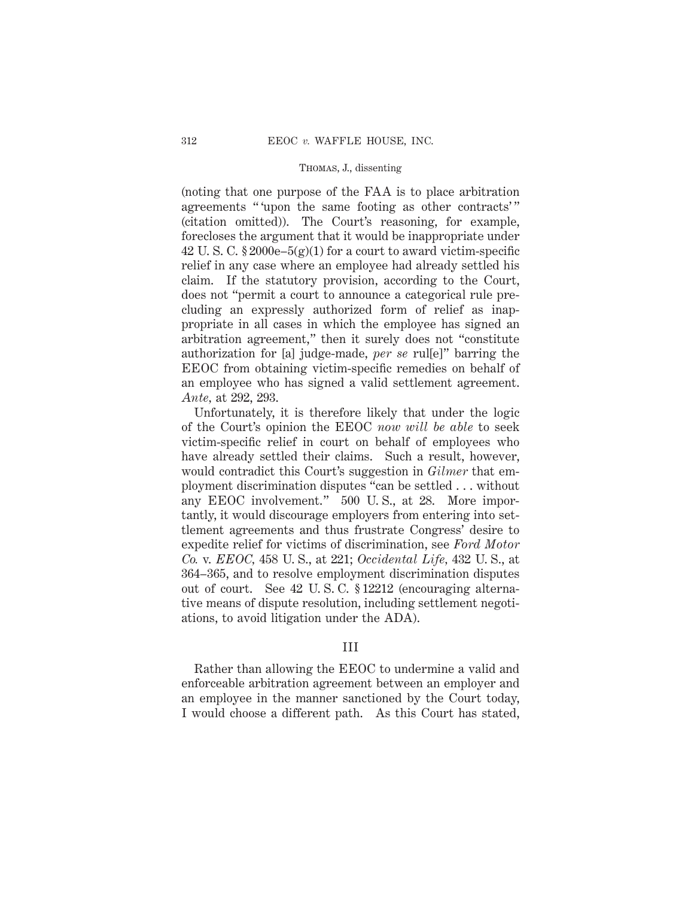(noting that one purpose of the FAA is to place arbitration agreements " 'upon the same footing as other contracts' " (citation omitted)). The Court's reasoning, for example, forecloses the argument that it would be inappropriate under 42 U. S. C. § 2000e–5(g)(1) for a court to award victim-specific relief in any case where an employee had already settled his claim. If the statutory provision, according to the Court, does not "permit a court to announce a categorical rule precluding an expressly authorized form of relief as inappropriate in all cases in which the employee has signed an arbitration agreement," then it surely does not "constitute authorization for [a] judge-made, *per se* rul[e]" barring the EEOC from obtaining victim-specific remedies on behalf of an employee who has signed a valid settlement agreement. *Ante*, at 292, 293.

Unfortunately, it is therefore likely that under the logic of the Court's opinion the EEOC *now will be able* to seek victim-specific relief in court on behalf of employees who have already settled their claims. Such a result, however, would contradict this Court's suggestion in *Gilmer* that employment discrimination disputes "can be settled . . . without any EEOC involvement." 500 U. S., at 28. More importantly, it would discourage employers from entering into settlement agreements and thus frustrate Congress' desire to expedite relief for victims of discrimination, see *Ford Motor Co.* v. *EEOC*, 458 U. S., at 221; *Occidental Life*, 432 U. S., at 364–365, and to resolve employment discrimination disputes out of court. See 42 U. S. C. § 12212 (encouraging alternative means of dispute resolution, including settlement negotiations, to avoid litigation under the ADA).

## III

Rather than allowing the EEOC to undermine a valid and enforceable arbitration agreement between an employer and an employee in the manner sanctioned by the Court today, I would choose a different path. As this Court has stated,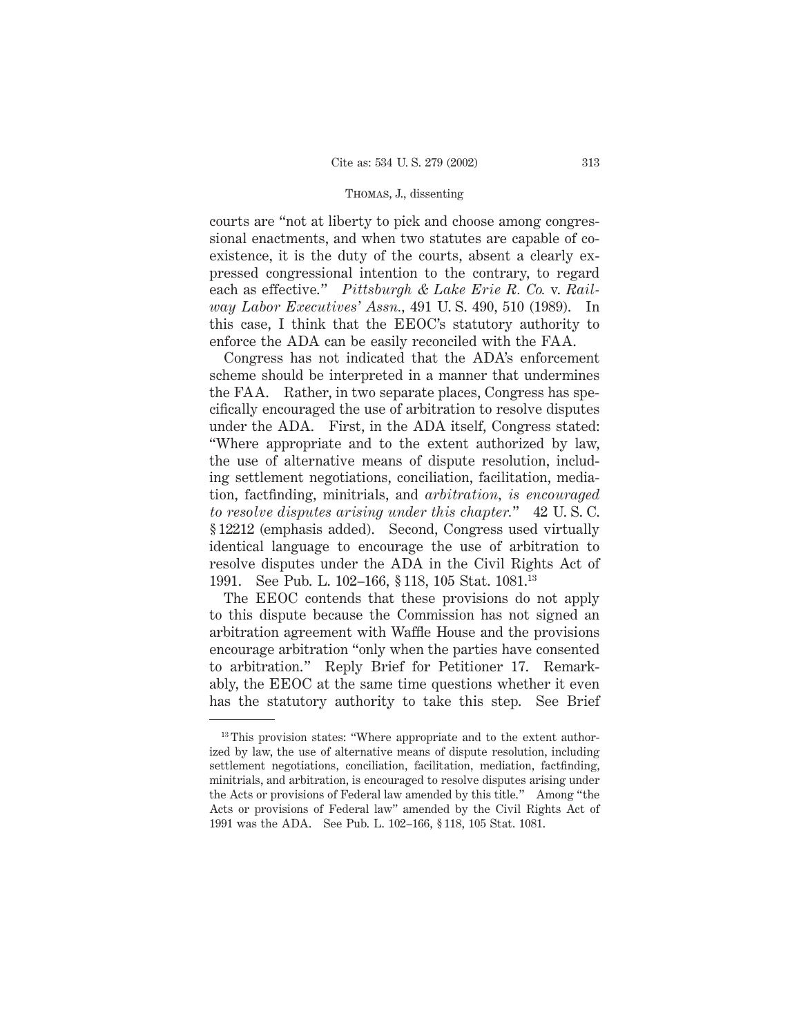courts are "not at liberty to pick and choose among congressional enactments, and when two statutes are capable of coexistence, it is the duty of the courts, absent a clearly expressed congressional intention to the contrary, to regard each as effective." *Pittsburgh & Lake Erie R. Co.* v. *Railway Labor Executives' Assn.*, 491 U. S. 490, 510 (1989). In this case, I think that the EEOC's statutory authority to enforce the ADA can be easily reconciled with the FAA.

Congress has not indicated that the ADA's enforcement scheme should be interpreted in a manner that undermines the FAA. Rather, in two separate places, Congress has specifically encouraged the use of arbitration to resolve disputes under the ADA. First, in the ADA itself, Congress stated: "Where appropriate and to the extent authorized by law, the use of alternative means of dispute resolution, including settlement negotiations, conciliation, facilitation, mediation, factfinding, minitrials, and *arbitration, is encouraged to resolve disputes arising under this chapter.*" 42 U. S. C. § 12212 (emphasis added). Second, Congress used virtually identical language to encourage the use of arbitration to resolve disputes under the ADA in the Civil Rights Act of 1991. See Pub. L. 102–166, § 118, 105 Stat. 1081.[13]

The EEOC contends that these provisions do not apply to this dispute because the Commission has not signed an arbitration agreement with Waffle House and the provisions encourage arbitration "only when the parties have consented to arbitration." Reply Brief for Petitioner 17. Remarkably, the EEOC at the same time questions whether it even has the statutory authority to take this step. See Brief

---

[13] This provision states: "Where appropriate and to the extent authorized by law, the use of alternative means of dispute resolution, including settlement negotiations, conciliation, facilitation, mediation, factfinding, minitrials, and arbitration, is encouraged to resolve disputes arising under the Acts or provisions of Federal law amended by this title." Among "the Acts or provisions of Federal law" amended by the Civil Rights Act of 1991 was the ADA. See Pub. L. 102–166, § 118, 105 Stat. 1081.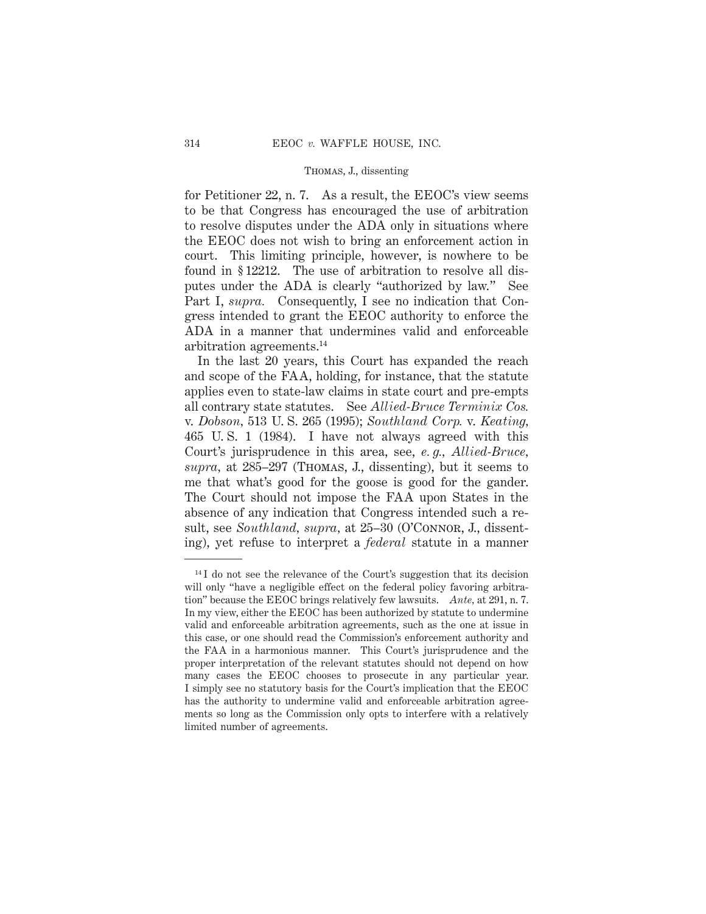for Petitioner 22, n. 7. As a result, the EEOC's view seems to be that Congress has encouraged the use of arbitration to resolve disputes under the ADA only in situations where the EEOC does not wish to bring an enforcement action in court. This limiting principle, however, is nowhere to be found in § 12212. The use of arbitration to resolve all disputes under the ADA is clearly "authorized by law." See Part I, *supra.* Consequently, I see no indication that Congress intended to grant the EEOC authority to enforce the ADA in a manner that undermines valid and enforceable arbitration agreements.[14]

In the last 20 years, this Court has expanded the reach and scope of the FAA, holding, for instance, that the statute applies even to state-law claims in state court and pre-empts all contrary state statutes. See *Allied-Bruce Terminix Cos.* v. *Dobson,* 513 U. S. 265 (1995); *Southland Corp.* v. *Keating,* 465 U. S. 1 (1984). I have not always agreed with this Court's jurisprudence in this area, see, *e. g., Allied-Bruce, supra,* at 285–297 (Thomas, J., dissenting), but it seems to me that what's good for the goose is good for the gander. The Court should not impose the FAA upon States in the absence of any indication that Congress intended such a result, see *Southland, supra,* at 25–30 (O'Connor, J., dissenting), yet refuse to interpret a *federal* statute in a manner

---

[14] I do not see the relevance of the Court's suggestion that its decision will only "have a negligible effect on the federal policy favoring arbitration" because the EEOC brings relatively few lawsuits. *Ante,* at 291, n. 7. In my view, either the EEOC has been authorized by statute to undermine valid and enforceable arbitration agreements, such as the one at issue in this case, or one should read the Commission's enforcement authority and the FAA in a harmonious manner. This Court's jurisprudence and the proper interpretation of the relevant statutes should not depend on how many cases the EEOC chooses to prosecute in any particular year. I simply see no statutory basis for the Court's implication that the EEOC has the authority to undermine valid and enforceable arbitration agreements so long as the Commission only opts to interfere with a relatively limited number of agreements.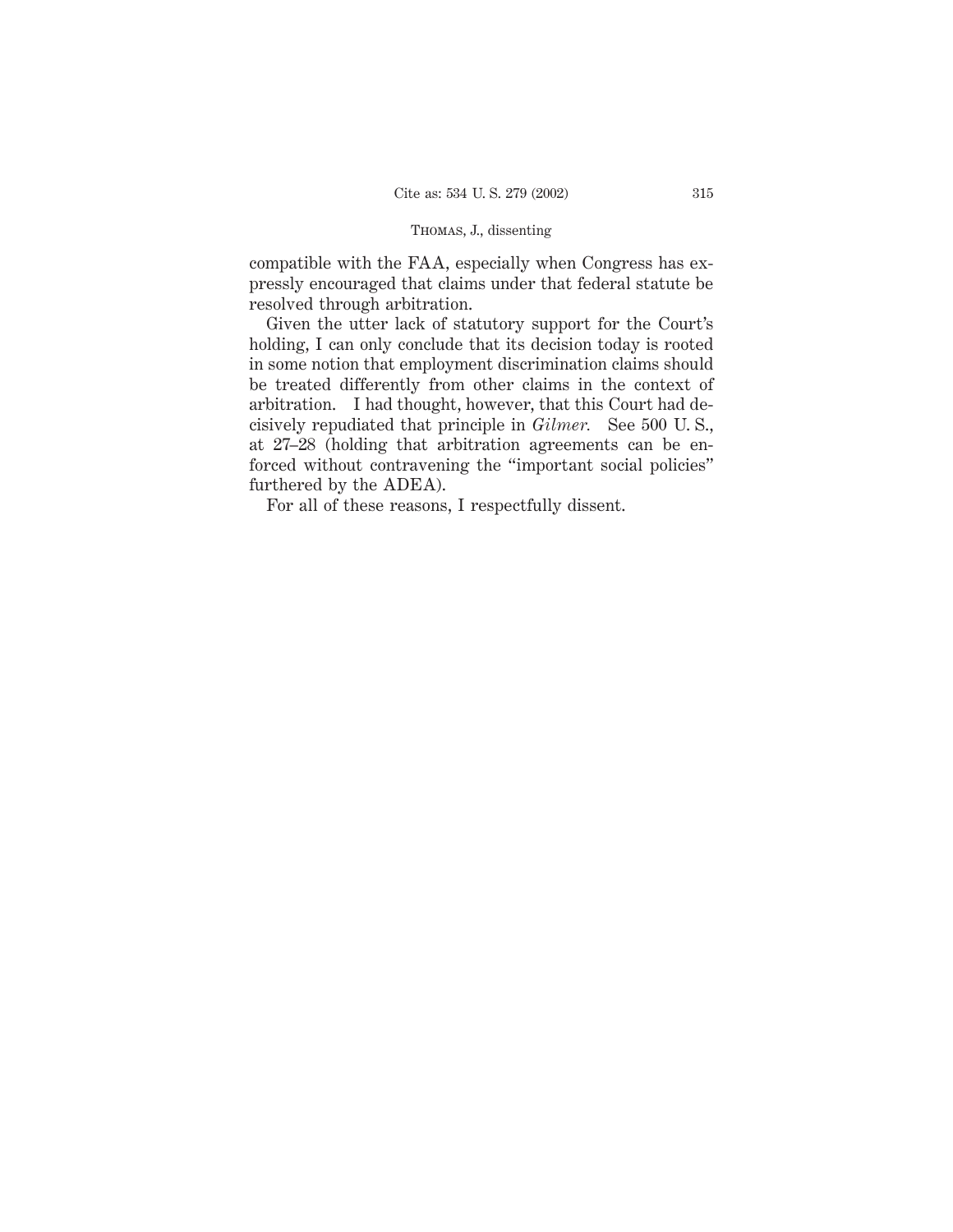compatible with the FAA, especially when Congress has expressly encouraged that claims under that federal statute be resolved through arbitration.

Given the utter lack of statutory support for the Court's holding, I can only conclude that its decision today is rooted in some notion that employment discrimination claims should be treated differently from other claims in the context of arbitration. I had thought, however, that this Court had decisively repudiated that principle in *Gilmer.* See 500 U. S., at 27–28 (holding that arbitration agreements can be enforced without contravening the "important social policies" furthered by the ADEA).

For all of these reasons, I respectfully dissent.